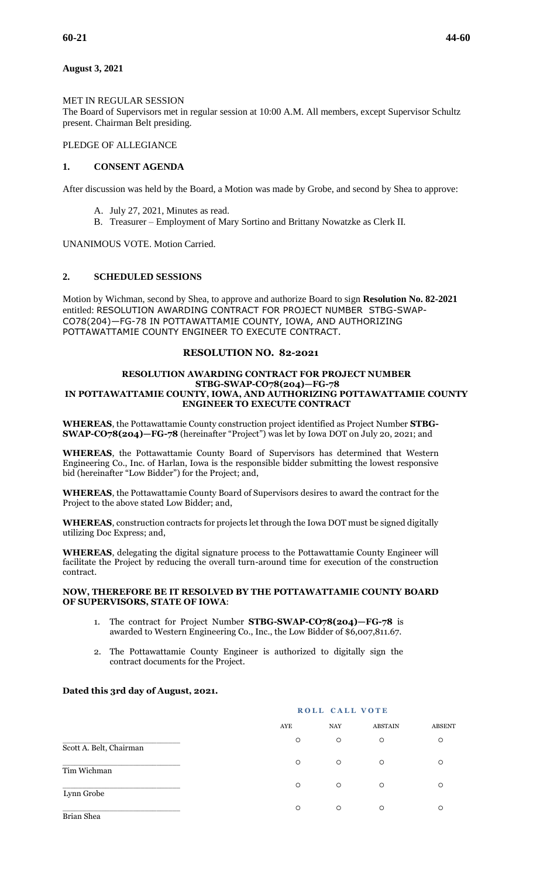**August 3, 2021**

MET IN REGULAR SESSION
The Board of Supervisors met in regular session at 10:00 A.M. All members, except Supervisor Schultz present. Chairman Belt presiding.

PLEDGE OF ALLEGIANCE

## 1. CONSENT AGENDA

After discussion was held by the Board, a Motion was made by Grobe, and second by Shea to approve:

A. July 27, 2021, Minutes as read.
B. Treasurer – Employment of Mary Sortino and Brittany Nowatzke as Clerk II.

UNANIMOUS VOTE. Motion Carried.

## 2. SCHEDULED SESSIONS

Motion by Wichman, second by Shea, to approve and authorize Board to sign **Resolution No. 82-2021** entitled: RESOLUTION AWARDING CONTRACT FOR PROJECT NUMBER STBG-SWAP-CO78(204)—FG-78 IN POTTAWATTAMIE COUNTY, IOWA, AND AUTHORIZING POTTAWATTAMIE COUNTY ENGINEER TO EXECUTE CONTRACT.

### RESOLUTION NO. 82-2021

#### RESOLUTION AWARDING CONTRACT FOR PROJECT NUMBER STBG-SWAP-CO78(204)—FG-78 IN POTTAWATTAMIE COUNTY, IOWA, AND AUTHORIZING POTTAWATTAMIE COUNTY ENGINEER TO EXECUTE CONTRACT

**WHEREAS**, the Pottawattamie County construction project identified as Project Number **STBG-SWAP-CO78(204)—FG-78** (hereinafter "Project") was let by Iowa DOT on July 20, 2021; and

**WHEREAS**, the Pottawattamie County Board of Supervisors has determined that Western Engineering Co., Inc. of Harlan, Iowa is the responsible bidder submitting the lowest responsive bid (hereinafter "Low Bidder") for the Project; and,

**WHEREAS**, the Pottawattamie County Board of Supervisors desires to award the contract for the Project to the above stated Low Bidder; and,

**WHEREAS**, construction contracts for projects let through the Iowa DOT must be signed digitally utilizing Doc Express; and,

**WHEREAS**, delegating the digital signature process to the Pottawattamie County Engineer will facilitate the Project by reducing the overall turn-around time for execution of the construction contract.

**NOW, THEREFORE BE IT RESOLVED BY THE POTTAWATTAMIE COUNTY BOARD OF SUPERVISORS, STATE OF IOWA**:

1. The contract for Project Number **STBG-SWAP-CO78(204)—FG-78** is awarded to Western Engineering Co., Inc., the Low Bidder of $6,007,811.67.
2. The Pottawattamie County Engineer is authorized to digitally sign the contract documents for the Project.

**Dated this 3rd day of August, 2021.**

**ROLL CALL VOTE**

| | AYE | NAY | ABSTAIN | ABSENT |
|---|---|---|---|---|
| Scott A. Belt, Chairman | ○ | ○ | ○ | ○ |
| Tim Wichman | ○ | ○ | ○ | ○ |
| Lynn Grobe | ○ | ○ | ○ | ○ |
| Brian Shea | ○ | ○ | ○ | ○ |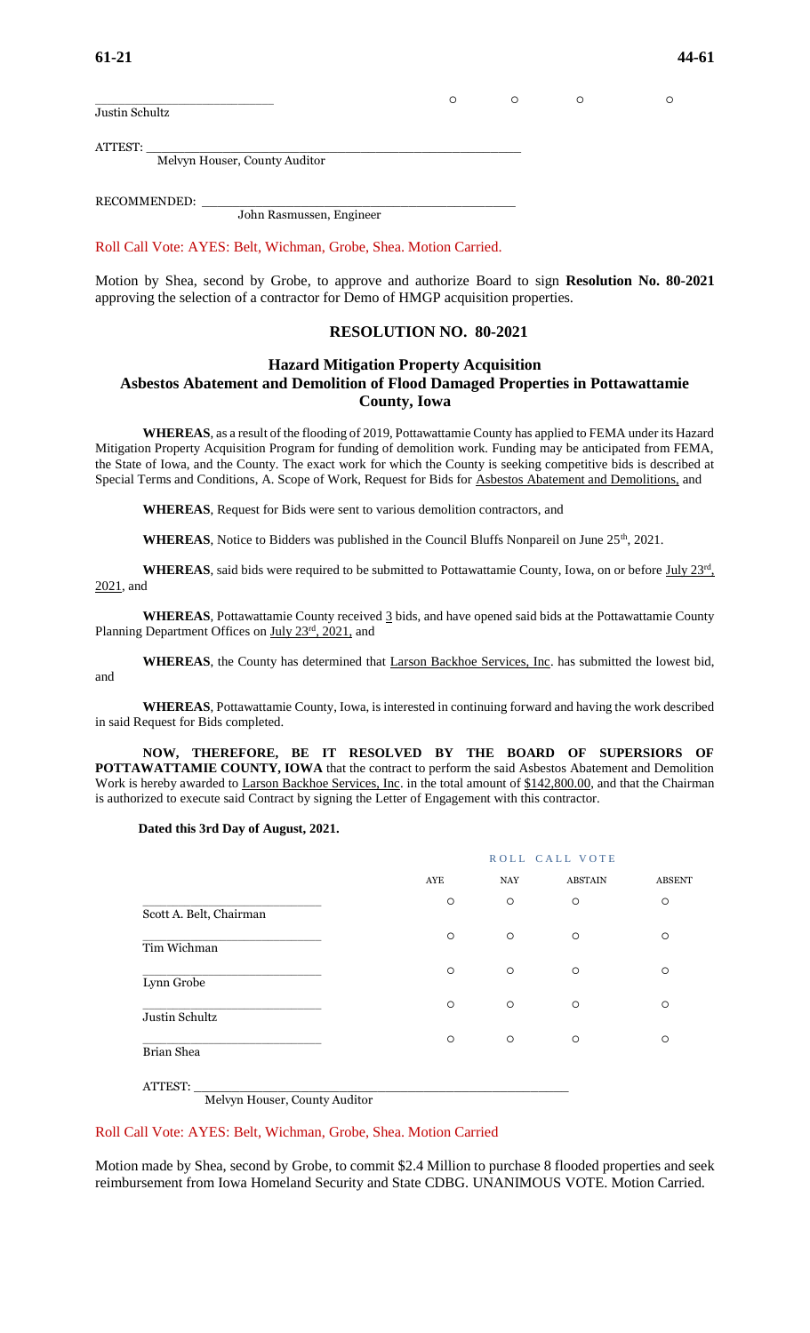| | | | | |
|---|---|---|---|---|
| \_\_\_\_\_\_\_\_\_\_\_\_\_\_\_\_\_\_\_\_\_\_\_\_ Justin Schultz | ○ | ○ | ○ | ○ |

ATTEST: \_\_\_\_\_\_\_\_\_\_\_\_\_\_\_\_\_\_\_\_\_\_\_\_\_\_\_\_\_\_\_\_\_\_\_\_\_\_\_\_\_\_\_\_\_\_\_\_\_\_\_\_
Melvyn Houser, County Auditor

RECOMMENDED: \_\_\_\_\_\_\_\_\_\_\_\_\_\_\_\_\_\_\_\_\_\_\_\_\_\_\_\_\_\_\_\_\_\_\_\_\_\_\_\_\_\_\_\_
John Rasmussen, Engineer

Roll Call Vote: AYES: Belt, Wichman, Grobe, Shea. Motion Carried.

Motion by Shea, second by Grobe, to approve and authorize Board to sign **Resolution No. 80-2021** approving the selection of a contractor for Demo of HMGP acquisition properties.

## RESOLUTION NO. 80-2021

### Hazard Mitigation Property Acquisition
### Asbestos Abatement and Demolition of Flood Damaged Properties in Pottawattamie County, Iowa

**WHEREAS**, as a result of the flooding of 2019, Pottawattamie County has applied to FEMA under its Hazard Mitigation Property Acquisition Program for funding of demolition work. Funding may be anticipated from FEMA, the State of Iowa, and the County. The exact work for which the County is seeking competitive bids is described at Special Terms and Conditions, A. Scope of Work, Request for Bids for Asbestos Abatement and Demolitions, and

**WHEREAS**, Request for Bids were sent to various demolition contractors, and

**WHEREAS**, Notice to Bidders was published in the Council Bluffs Nonpareil on June 25th, 2021.

**WHEREAS**, said bids were required to be submitted to Pottawattamie County, Iowa, on or before July 23rd, 2021, and

**WHEREAS**, Pottawattamie County received 3 bids, and have opened said bids at the Pottawattamie County Planning Department Offices on July 23rd, 2021, and

**WHEREAS**, the County has determined that Larson Backhoe Services, Inc. has submitted the lowest bid, and

**WHEREAS**, Pottawattamie County, Iowa, is interested in continuing forward and having the work described in said Request for Bids completed.

**NOW, THEREFORE, BE IT RESOLVED BY THE BOARD OF SUPERSIORS OF POTTAWATTAMIE COUNTY, IOWA** that the contract to perform the said Asbestos Abatement and Demolition Work is hereby awarded to Larson Backhoe Services, Inc. in the total amount of $142,800.00, and that the Chairman is authorized to execute said Contract by signing the Letter of Engagement with this contractor.

**Dated this 3rd Day of August, 2021.**

| | ROLL CALL VOTE | | | |
|---|---|---|---|---|
| | AYE | NAY | ABSTAIN | ABSENT |
| \_\_\_\_\_\_\_\_\_\_\_\_\_\_\_\_\_\_\_\_\_\_\_\_ Scott A. Belt, Chairman | ○ | ○ | ○ | ○ |
| \_\_\_\_\_\_\_\_\_\_\_\_\_\_\_\_\_\_\_\_\_\_\_\_ Tim Wichman | ○ | ○ | ○ | ○ |
| \_\_\_\_\_\_\_\_\_\_\_\_\_\_\_\_\_\_\_\_\_\_\_\_ Lynn Grobe | ○ | ○ | ○ | ○ |
| \_\_\_\_\_\_\_\_\_\_\_\_\_\_\_\_\_\_\_\_\_\_\_\_ Justin Schultz | ○ | ○ | ○ | ○ |
| \_\_\_\_\_\_\_\_\_\_\_\_\_\_\_\_\_\_\_\_\_\_\_\_ Brian Shea | ○ | ○ | ○ | ○ |

ATTEST: \_\_\_\_\_\_\_\_\_\_\_\_\_\_\_\_\_\_\_\_\_\_\_\_\_\_\_\_\_\_\_\_\_\_\_\_\_\_\_\_\_\_\_\_\_\_\_\_\_\_\_\_
Melvyn Houser, County Auditor

Roll Call Vote: AYES: Belt, Wichman, Grobe, Shea. Motion Carried

Motion made by Shea, second by Grobe, to commit $2.4 Million to purchase 8 flooded properties and seek reimbursement from Iowa Homeland Security and State CDBG. UNANIMOUS VOTE. Motion Carried.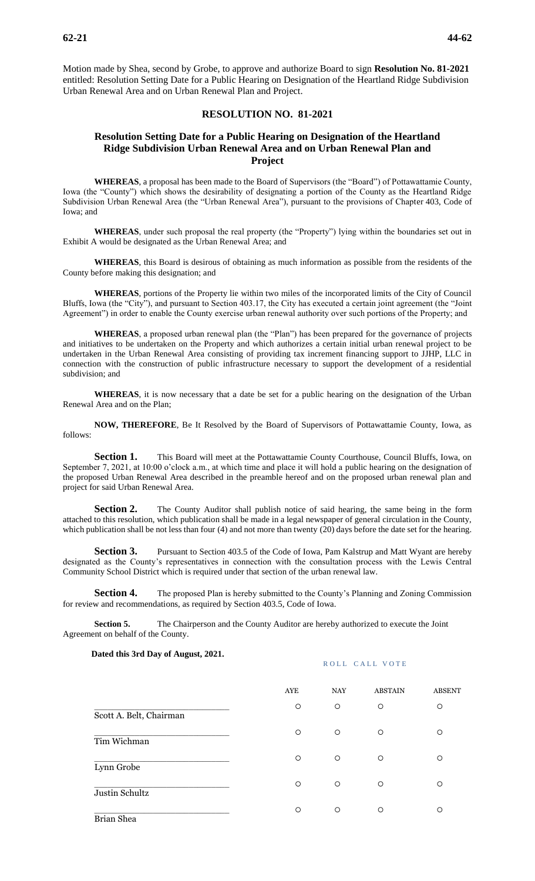Motion made by Shea, second by Grobe, to approve and authorize Board to sign **Resolution No. 81-2021** entitled: Resolution Setting Date for a Public Hearing on Designation of the Heartland Ridge Subdivision Urban Renewal Area and on Urban Renewal Plan and Project.

## RESOLUTION NO. 81-2021

### Resolution Setting Date for a Public Hearing on Designation of the Heartland Ridge Subdivision Urban Renewal Area and on Urban Renewal Plan and Project

**WHEREAS**, a proposal has been made to the Board of Supervisors (the "Board") of Pottawattamie County, Iowa (the "County") which shows the desirability of designating a portion of the County as the Heartland Ridge Subdivision Urban Renewal Area (the "Urban Renewal Area"), pursuant to the provisions of Chapter 403, Code of Iowa; and

**WHEREAS**, under such proposal the real property (the "Property") lying within the boundaries set out in Exhibit A would be designated as the Urban Renewal Area; and

**WHEREAS**, this Board is desirous of obtaining as much information as possible from the residents of the County before making this designation; and

**WHEREAS**, portions of the Property lie within two miles of the incorporated limits of the City of Council Bluffs, Iowa (the "City"), and pursuant to Section 403.17, the City has executed a certain joint agreement (the "Joint Agreement") in order to enable the County exercise urban renewal authority over such portions of the Property; and

**WHEREAS**, a proposed urban renewal plan (the "Plan") has been prepared for the governance of projects and initiatives to be undertaken on the Property and which authorizes a certain initial urban renewal project to be undertaken in the Urban Renewal Area consisting of providing tax increment financing support to JJHP, LLC in connection with the construction of public infrastructure necessary to support the development of a residential subdivision; and

**WHEREAS**, it is now necessary that a date be set for a public hearing on the designation of the Urban Renewal Area and on the Plan;

**NOW, THEREFORE**, Be It Resolved by the Board of Supervisors of Pottawattamie County, Iowa, as follows:

**Section 1.** This Board will meet at the Pottawattamie County Courthouse, Council Bluffs, Iowa, on September 7, 2021, at 10:00 o'clock a.m., at which time and place it will hold a public hearing on the designation of the proposed Urban Renewal Area described in the preamble hereof and on the proposed urban renewal plan and project for said Urban Renewal Area.

**Section 2.** The County Auditor shall publish notice of said hearing, the same being in the form attached to this resolution, which publication shall be made in a legal newspaper of general circulation in the County, which publication shall be not less than four (4) and not more than twenty (20) days before the date set for the hearing.

**Section 3.** Pursuant to Section 403.5 of the Code of Iowa, Pam Kalstrup and Matt Wyant are hereby designated as the County's representatives in connection with the consultation process with the Lewis Central Community School District which is required under that section of the urban renewal law.

**Section 4.** The proposed Plan is hereby submitted to the County's Planning and Zoning Commission for review and recommendations, as required by Section 403.5, Code of Iowa.

**Section 5.** The Chairperson and the County Auditor are hereby authorized to execute the Joint Agreement on behalf of the County.

**Dated this 3rd Day of August, 2021.**

ROLL CALL VOTE

| | AYE | NAY | ABSTAIN | ABSENT |
|---|---|---|---|---|
| Scott A. Belt, Chairman | ○ | ○ | ○ | ○ |
| Tim Wichman | ○ | ○ | ○ | ○ |
| Lynn Grobe | ○ | ○ | ○ | ○ |
| Justin Schultz | ○ | ○ | ○ | ○ |
| Brian Shea | ○ | ○ | ○ | ○ |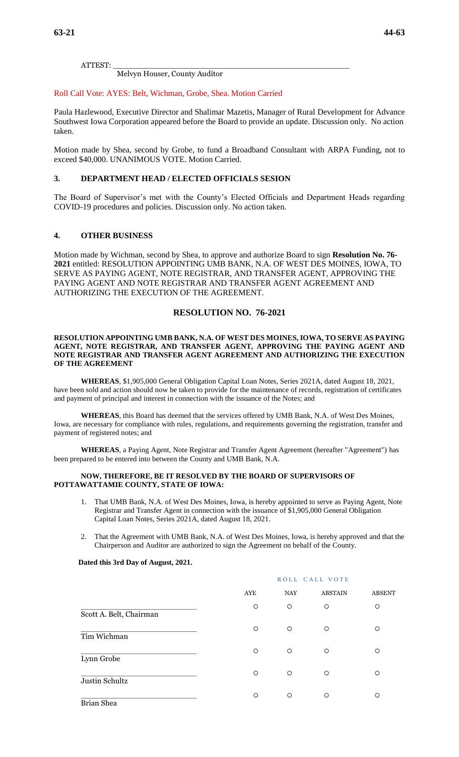ATTEST: \_\_\_\_\_\_\_\_\_\_\_\_\_\_\_\_\_\_\_\_\_\_\_\_\_\_\_\_\_\_\_\_\_\_\_\_\_\_\_\_\_\_\_\_\_\_\_\_\_\_\_\_\_\_

Melvyn Houser, County Auditor

Roll Call Vote: AYES: Belt, Wichman, Grobe, Shea. Motion Carried

Paula Hazlewood, Executive Director and Shalimar Mazetis, Manager of Rural Development for Advance Southwest Iowa Corporation appeared before the Board to provide an update. Discussion only. No action taken.

Motion made by Shea, second by Grobe, to fund a Broadband Consultant with ARPA Funding, not to exceed $40,000. UNANIMOUS VOTE. Motion Carried.

## 3. DEPARTMENT HEAD / ELECTED OFFICIALS SESION

The Board of Supervisor's met with the County's Elected Officials and Department Heads regarding COVID-19 procedures and policies. Discussion only. No action taken.

## 4. OTHER BUSINESS

Motion made by Wichman, second by Shea, to approve and authorize Board to sign **Resolution No. 76-2021** entitled: RESOLUTION APPOINTING UMB BANK, N.A. OF WEST DES MOINES, IOWA, TO SERVE AS PAYING AGENT, NOTE REGISTRAR, AND TRANSFER AGENT, APPROVING THE PAYING AGENT AND NOTE REGISTRAR AND TRANSFER AGENT AGREEMENT AND AUTHORIZING THE EXECUTION OF THE AGREEMENT.

## RESOLUTION NO. 76-2021

**RESOLUTION APPOINTING UMB BANK, N.A. OF WEST DES MOINES, IOWA, TO SERVE AS PAYING AGENT, NOTE REGISTRAR, AND TRANSFER AGENT, APPROVING THE PAYING AGENT AND NOTE REGISTRAR AND TRANSFER AGENT AGREEMENT AND AUTHORIZING THE EXECUTION OF THE AGREEMENT**

**WHEREAS**, $1,905,000 General Obligation Capital Loan Notes, Series 2021A, dated August 18, 2021, have been sold and action should now be taken to provide for the maintenance of records, registration of certificates and payment of principal and interest in connection with the issuance of the Notes; and

**WHEREAS**, this Board has deemed that the services offered by UMB Bank, N.A. of West Des Moines, Iowa, are necessary for compliance with rules, regulations, and requirements governing the registration, transfer and payment of registered notes; and

**WHEREAS**, a Paying Agent, Note Registrar and Transfer Agent Agreement (hereafter "Agreement") has been prepared to be entered into between the County and UMB Bank, N.A.

**NOW, THEREFORE, BE IT RESOLVED BY THE BOARD OF SUPERVISORS OF POTTAWATTAMIE COUNTY, STATE OF IOWA:**

1. That UMB Bank, N.A. of West Des Moines, Iowa, is hereby appointed to serve as Paying Agent, Note Registrar and Transfer Agent in connection with the issuance of $1,905,000 General Obligation Capital Loan Notes, Series 2021A, dated August 18, 2021.
2. That the Agreement with UMB Bank, N.A. of West Des Moines, Iowa, is hereby approved and that the Chairperson and Auditor are authorized to sign the Agreement on behalf of the County.

**Dated this 3rd Day of August, 2021.**

ROLL CALL VOTE

| | AYE | NAY | ABSTAIN | ABSENT |
|---|---|---|---|---|
| Scott A. Belt, Chairman | ○ | ○ | ○ | ○ |
| Tim Wichman | ○ | ○ | ○ | ○ |
| Lynn Grobe | ○ | ○ | ○ | ○ |
| Justin Schultz | ○ | ○ | ○ | ○ |
| Brian Shea | ○ | ○ | ○ | ○ |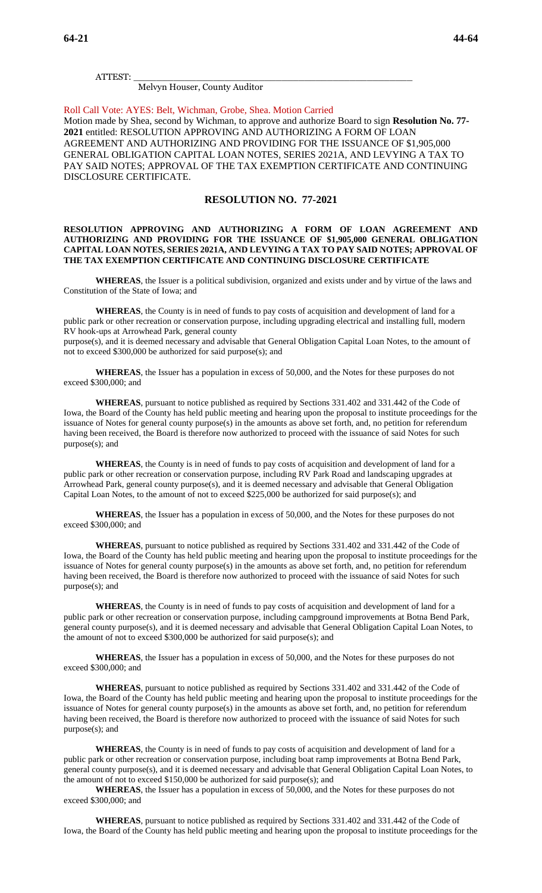ATTEST: ___________________________________________________________

Melvyn Houser, County Auditor

Roll Call Vote: AYES: Belt, Wichman, Grobe, Shea. Motion Carried

Motion made by Shea, second by Wichman, to approve and authorize Board to sign **Resolution No. 77-2021** entitled: RESOLUTION APPROVING AND AUTHORIZING A FORM OF LOAN AGREEMENT AND AUTHORIZING AND PROVIDING FOR THE ISSUANCE OF $1,905,000 GENERAL OBLIGATION CAPITAL LOAN NOTES, SERIES 2021A, AND LEVYING A TAX TO PAY SAID NOTES; APPROVAL OF THE TAX EXEMPTION CERTIFICATE AND CONTINUING DISCLOSURE CERTIFICATE.

## RESOLUTION NO. 77-2021

**RESOLUTION APPROVING AND AUTHORIZING A FORM OF LOAN AGREEMENT AND AUTHORIZING AND PROVIDING FOR THE ISSUANCE OF $1,905,000 GENERAL OBLIGATION CAPITAL LOAN NOTES, SERIES 2021A, AND LEVYING A TAX TO PAY SAID NOTES; APPROVAL OF THE TAX EXEMPTION CERTIFICATE AND CONTINUING DISCLOSURE CERTIFICATE**

**WHEREAS**, the Issuer is a political subdivision, organized and exists under and by virtue of the laws and Constitution of the State of Iowa; and

**WHEREAS**, the County is in need of funds to pay costs of acquisition and development of land for a public park or other recreation or conservation purpose, including upgrading electrical and installing full, modern RV hook-ups at Arrowhead Park, general county
purpose(s), and it is deemed necessary and advisable that General Obligation Capital Loan Notes, to the amount of not to exceed $300,000 be authorized for said purpose(s); and

**WHEREAS**, the Issuer has a population in excess of 50,000, and the Notes for these purposes do not exceed $300,000; and

**WHEREAS**, pursuant to notice published as required by Sections 331.402 and 331.442 of the Code of Iowa, the Board of the County has held public meeting and hearing upon the proposal to institute proceedings for the issuance of Notes for general county purpose(s) in the amounts as above set forth, and, no petition for referendum having been received, the Board is therefore now authorized to proceed with the issuance of said Notes for such purpose(s); and

**WHEREAS**, the County is in need of funds to pay costs of acquisition and development of land for a public park or other recreation or conservation purpose, including RV Park Road and landscaping upgrades at Arrowhead Park, general county purpose(s), and it is deemed necessary and advisable that General Obligation Capital Loan Notes, to the amount of not to exceed $225,000 be authorized for said purpose(s); and

**WHEREAS**, the Issuer has a population in excess of 50,000, and the Notes for these purposes do not exceed $300,000; and

**WHEREAS**, pursuant to notice published as required by Sections 331.402 and 331.442 of the Code of Iowa, the Board of the County has held public meeting and hearing upon the proposal to institute proceedings for the issuance of Notes for general county purpose(s) in the amounts as above set forth, and, no petition for referendum having been received, the Board is therefore now authorized to proceed with the issuance of said Notes for such purpose(s); and

**WHEREAS**, the County is in need of funds to pay costs of acquisition and development of land for a public park or other recreation or conservation purpose, including campground improvements at Botna Bend Park, general county purpose(s), and it is deemed necessary and advisable that General Obligation Capital Loan Notes, to the amount of not to exceed $300,000 be authorized for said purpose(s); and

**WHEREAS**, the Issuer has a population in excess of 50,000, and the Notes for these purposes do not exceed $300,000; and

**WHEREAS**, pursuant to notice published as required by Sections 331.402 and 331.442 of the Code of Iowa, the Board of the County has held public meeting and hearing upon the proposal to institute proceedings for the issuance of Notes for general county purpose(s) in the amounts as above set forth, and, no petition for referendum having been received, the Board is therefore now authorized to proceed with the issuance of said Notes for such purpose(s); and

**WHEREAS**, the County is in need of funds to pay costs of acquisition and development of land for a public park or other recreation or conservation purpose, including boat ramp improvements at Botna Bend Park, general county purpose(s), and it is deemed necessary and advisable that General Obligation Capital Loan Notes, to the amount of not to exceed $150,000 be authorized for said purpose(s); and

**WHEREAS**, the Issuer has a population in excess of 50,000, and the Notes for these purposes do not exceed $300,000; and

**WHEREAS**, pursuant to notice published as required by Sections 331.402 and 331.442 of the Code of Iowa, the Board of the County has held public meeting and hearing upon the proposal to institute proceedings for the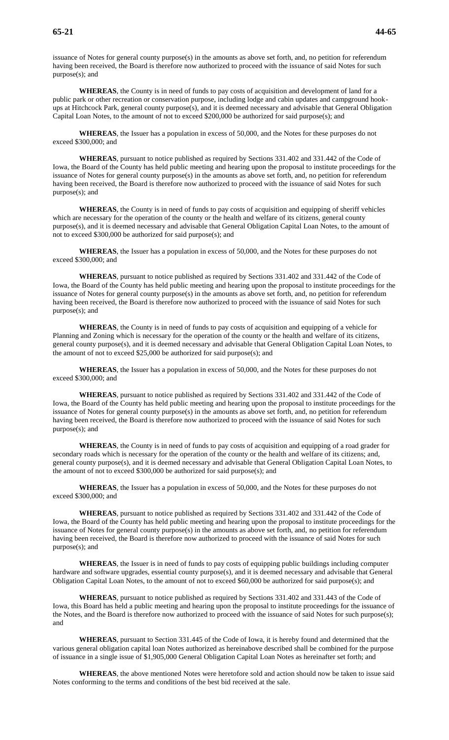issuance of Notes for general county purpose(s) in the amounts as above set forth, and, no petition for referendum having been received, the Board is therefore now authorized to proceed with the issuance of said Notes for such purpose(s); and

**WHEREAS**, the County is in need of funds to pay costs of acquisition and development of land for a public park or other recreation or conservation purpose, including lodge and cabin updates and campground hook-ups at Hitchcock Park, general county purpose(s), and it is deemed necessary and advisable that General Obligation Capital Loan Notes, to the amount of not to exceed $200,000 be authorized for said purpose(s); and

**WHEREAS**, the Issuer has a population in excess of 50,000, and the Notes for these purposes do not exceed $300,000; and

**WHEREAS**, pursuant to notice published as required by Sections 331.402 and 331.442 of the Code of Iowa, the Board of the County has held public meeting and hearing upon the proposal to institute proceedings for the issuance of Notes for general county purpose(s) in the amounts as above set forth, and, no petition for referendum having been received, the Board is therefore now authorized to proceed with the issuance of said Notes for such purpose(s); and

**WHEREAS**, the County is in need of funds to pay costs of acquisition and equipping of sheriff vehicles which are necessary for the operation of the county or the health and welfare of its citizens, general county purpose(s), and it is deemed necessary and advisable that General Obligation Capital Loan Notes, to the amount of not to exceed $300,000 be authorized for said purpose(s); and

**WHEREAS**, the Issuer has a population in excess of 50,000, and the Notes for these purposes do not exceed $300,000; and

**WHEREAS**, pursuant to notice published as required by Sections 331.402 and 331.442 of the Code of Iowa, the Board of the County has held public meeting and hearing upon the proposal to institute proceedings for the issuance of Notes for general county purpose(s) in the amounts as above set forth, and, no petition for referendum having been received, the Board is therefore now authorized to proceed with the issuance of said Notes for such purpose(s); and

**WHEREAS**, the County is in need of funds to pay costs of acquisition and equipping of a vehicle for Planning and Zoning which is necessary for the operation of the county or the health and welfare of its citizens, general county purpose(s), and it is deemed necessary and advisable that General Obligation Capital Loan Notes, to the amount of not to exceed $25,000 be authorized for said purpose(s); and

**WHEREAS**, the Issuer has a population in excess of 50,000, and the Notes for these purposes do not exceed $300,000; and

**WHEREAS**, pursuant to notice published as required by Sections 331.402 and 331.442 of the Code of Iowa, the Board of the County has held public meeting and hearing upon the proposal to institute proceedings for the issuance of Notes for general county purpose(s) in the amounts as above set forth, and, no petition for referendum having been received, the Board is therefore now authorized to proceed with the issuance of said Notes for such purpose(s); and

**WHEREAS**, the County is in need of funds to pay costs of acquisition and equipping of a road grader for secondary roads which is necessary for the operation of the county or the health and welfare of its citizens; and, general county purpose(s), and it is deemed necessary and advisable that General Obligation Capital Loan Notes, to the amount of not to exceed $300,000 be authorized for said purpose(s); and

**WHEREAS**, the Issuer has a population in excess of 50,000, and the Notes for these purposes do not exceed $300,000; and

**WHEREAS**, pursuant to notice published as required by Sections 331.402 and 331.442 of the Code of Iowa, the Board of the County has held public meeting and hearing upon the proposal to institute proceedings for the issuance of Notes for general county purpose(s) in the amounts as above set forth, and, no petition for referendum having been received, the Board is therefore now authorized to proceed with the issuance of said Notes for such purpose(s); and

**WHEREAS**, the Issuer is in need of funds to pay costs of equipping public buildings including computer hardware and software upgrades, essential county purpose(s), and it is deemed necessary and advisable that General Obligation Capital Loan Notes, to the amount of not to exceed $60,000 be authorized for said purpose(s); and

**WHEREAS**, pursuant to notice published as required by Sections 331.402 and 331.443 of the Code of Iowa, this Board has held a public meeting and hearing upon the proposal to institute proceedings for the issuance of the Notes, and the Board is therefore now authorized to proceed with the issuance of said Notes for such purpose(s); and

**WHEREAS**, pursuant to Section 331.445 of the Code of Iowa, it is hereby found and determined that the various general obligation capital loan Notes authorized as hereinabove described shall be combined for the purpose of issuance in a single issue of $1,905,000 General Obligation Capital Loan Notes as hereinafter set forth; and

**WHEREAS**, the above mentioned Notes were heretofore sold and action should now be taken to issue said Notes conforming to the terms and conditions of the best bid received at the sale.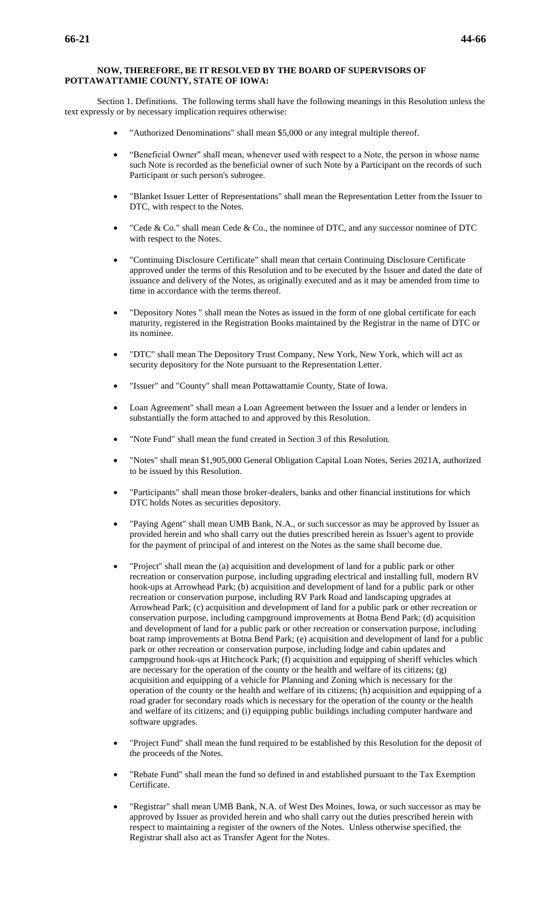**NOW, THEREFORE, BE IT RESOLVED BY THE BOARD OF SUPERVISORS OF POTTAWATTAMIE COUNTY, STATE OF IOWA:**

Section 1. Definitions. The following terms shall have the following meanings in this Resolution unless the text expressly or by necessary implication requires otherwise:

- "Authorized Denominations" shall mean $5,000 or any integral multiple thereof.
- "Beneficial Owner" shall mean, whenever used with respect to a Note, the person in whose name such Note is recorded as the beneficial owner of such Note by a Participant on the records of such Participant or such person's subrogee.
- "Blanket Issuer Letter of Representations" shall mean the Representation Letter from the Issuer to DTC, with respect to the Notes.
- "Cede & Co." shall mean Cede & Co., the nominee of DTC, and any successor nominee of DTC with respect to the Notes.
- "Continuing Disclosure Certificate" shall mean that certain Continuing Disclosure Certificate approved under the terms of this Resolution and to be executed by the Issuer and dated the date of issuance and delivery of the Notes, as originally executed and as it may be amended from time to time in accordance with the terms thereof.
- "Depository Notes " shall mean the Notes as issued in the form of one global certificate for each maturity, registered in the Registration Books maintained by the Registrar in the name of DTC or its nominee.
- "DTC" shall mean The Depository Trust Company, New York, New York, which will act as security depository for the Note pursuant to the Representation Letter.
- "Issuer" and "County" shall mean Pottawattamie County, State of Iowa.
- Loan Agreement" shall mean a Loan Agreement between the Issuer and a lender or lenders in substantially the form attached to and approved by this Resolution.
- "Note Fund" shall mean the fund created in Section 3 of this Resolution.
- "Notes" shall mean $1,905,000 General Obligation Capital Loan Notes, Series 2021A, authorized to be issued by this Resolution.
- "Participants" shall mean those broker-dealers, banks and other financial institutions for which DTC holds Notes as securities depository.
- "Paying Agent" shall mean UMB Bank, N.A., or such successor as may be approved by Issuer as provided herein and who shall carry out the duties prescribed herein as Issuer's agent to provide for the payment of principal of and interest on the Notes as the same shall become due.
- "Project" shall mean the (a) acquisition and development of land for a public park or other recreation or conservation purpose, including upgrading electrical and installing full, modern RV hook-ups at Arrowhead Park; (b) acquisition and development of land for a public park or other recreation or conservation purpose, including RV Park Road and landscaping upgrades at Arrowhead Park; (c) acquisition and development of land for a public park or other recreation or conservation purpose, including campground improvements at Botna Bend Park; (d) acquisition and development of land for a public park or other recreation or conservation purpose, including boat ramp improvements at Botna Bend Park; (e) acquisition and development of land for a public park or other recreation or conservation purpose, including lodge and cabin updates and campground hook-ups at Hitchcock Park; (f) acquisition and equipping of sheriff vehicles which are necessary for the operation of the county or the health and welfare of its citizens; (g) acquisition and equipping of a vehicle for Planning and Zoning which is necessary for the operation of the county or the health and welfare of its citizens; (h) acquisition and equipping of a road grader for secondary roads which is necessary for the operation of the county or the health and welfare of its citizens; and (i) equipping public buildings including computer hardware and software upgrades.
- "Project Fund" shall mean the fund required to be established by this Resolution for the deposit of the proceeds of the Notes.
- "Rebate Fund" shall mean the fund so defined in and established pursuant to the Tax Exemption Certificate.
- "Registrar" shall mean UMB Bank, N.A. of West Des Moines, Iowa, or such successor as may be approved by Issuer as provided herein and who shall carry out the duties prescribed herein with respect to maintaining a register of the owners of the Notes. Unless otherwise specified, the Registrar shall also act as Transfer Agent for the Notes.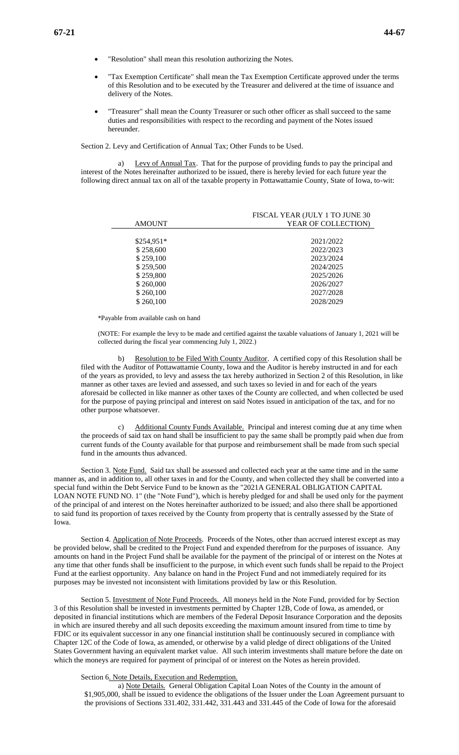- "Resolution" shall mean this resolution authorizing the Notes.
- "Tax Exemption Certificate" shall mean the Tax Exemption Certificate approved under the terms of this Resolution and to be executed by the Treasurer and delivered at the time of issuance and delivery of the Notes.
- "Treasurer" shall mean the County Treasurer or such other officer as shall succeed to the same duties and responsibilities with respect to the recording and payment of the Notes issued hereunder.

Section 2. Levy and Certification of Annual Tax; Other Funds to be Used.

a) Levy of Annual Tax. That for the purpose of providing funds to pay the principal and interest of the Notes hereinafter authorized to be issued, there is hereby levied for each future year the following direct annual tax on all of the taxable property in Pottawattamie County, State of Iowa, to-wit:

| AMOUNT | FISCAL YEAR (JULY 1 TO JUNE 30 YEAR OF COLLECTION) |
|---|---|
| $254,951* | 2021/2022 |
| $ 258,600 | 2022/2023 |
| $ 259,100 | 2023/2024 |
| $ 259,500 | 2024/2025 |
| $ 259,800 | 2025/2026 |
| $ 260,000 | 2026/2027 |
| $ 260,100 | 2027/2028 |
| $ 260,100 | 2028/2029 |

*Payable from available cash on hand

(NOTE: For example the levy to be made and certified against the taxable valuations of January 1, 2021 will be collected during the fiscal year commencing July 1, 2022.)

b) Resolution to be Filed With County Auditor. A certified copy of this Resolution shall be filed with the Auditor of Pottawattamie County, Iowa and the Auditor is hereby instructed in and for each of the years as provided, to levy and assess the tax hereby authorized in Section 2 of this Resolution, in like manner as other taxes are levied and assessed, and such taxes so levied in and for each of the years aforesaid be collected in like manner as other taxes of the County are collected, and when collected be used for the purpose of paying principal and interest on said Notes issued in anticipation of the tax, and for no other purpose whatsoever.

c) Additional County Funds Available. Principal and interest coming due at any time when the proceeds of said tax on hand shall be insufficient to pay the same shall be promptly paid when due from current funds of the County available for that purpose and reimbursement shall be made from such special fund in the amounts thus advanced.

Section 3. Note Fund. Said tax shall be assessed and collected each year at the same time and in the same manner as, and in addition to, all other taxes in and for the County, and when collected they shall be converted into a special fund within the Debt Service Fund to be known as the "2021A GENERAL OBLIGATION CAPITAL LOAN NOTE FUND NO. 1" (the "Note Fund"), which is hereby pledged for and shall be used only for the payment of the principal of and interest on the Notes hereinafter authorized to be issued; and also there shall be apportioned to said fund its proportion of taxes received by the County from property that is centrally assessed by the State of Iowa.

Section 4. Application of Note Proceeds. Proceeds of the Notes, other than accrued interest except as may be provided below, shall be credited to the Project Fund and expended therefrom for the purposes of issuance. Any amounts on hand in the Project Fund shall be available for the payment of the principal of or interest on the Notes at any time that other funds shall be insufficient to the purpose, in which event such funds shall be repaid to the Project Fund at the earliest opportunity. Any balance on hand in the Project Fund and not immediately required for its purposes may be invested not inconsistent with limitations provided by law or this Resolution.

Section 5. Investment of Note Fund Proceeds. All moneys held in the Note Fund, provided for by Section 3 of this Resolution shall be invested in investments permitted by Chapter 12B, Code of Iowa, as amended, or deposited in financial institutions which are members of the Federal Deposit Insurance Corporation and the deposits in which are insured thereby and all such deposits exceeding the maximum amount insured from time to time by FDIC or its equivalent successor in any one financial institution shall be continuously secured in compliance with Chapter 12C of the Code of Iowa, as amended, or otherwise by a valid pledge of direct obligations of the United States Government having an equivalent market value. All such interim investments shall mature before the date on which the moneys are required for payment of principal of or interest on the Notes as herein provided.

Section 6. Note Details, Execution and Redemption.

a) Note Details. General Obligation Capital Loan Notes of the County in the amount of $1,905,000, shall be issued to evidence the obligations of the Issuer under the Loan Agreement pursuant to the provisions of Sections 331.402, 331.442, 331.443 and 331.445 of the Code of Iowa for the aforesaid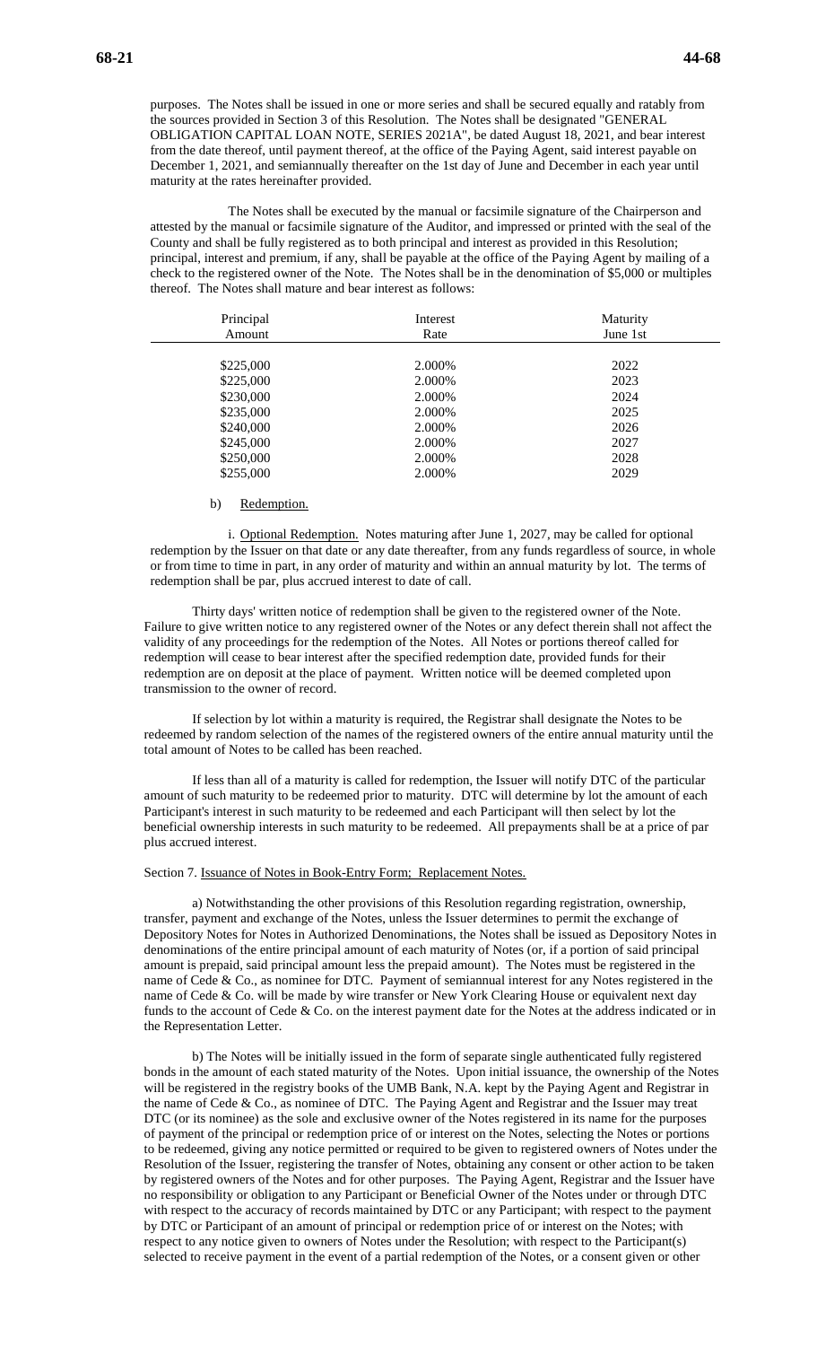purposes. The Notes shall be issued in one or more series and shall be secured equally and ratably from the sources provided in Section 3 of this Resolution. The Notes shall be designated "GENERAL OBLIGATION CAPITAL LOAN NOTE, SERIES 2021A", be dated August 18, 2021, and bear interest from the date thereof, until payment thereof, at the office of the Paying Agent, said interest payable on December 1, 2021, and semiannually thereafter on the 1st day of June and December in each year until maturity at the rates hereinafter provided.

The Notes shall be executed by the manual or facsimile signature of the Chairperson and attested by the manual or facsimile signature of the Auditor, and impressed or printed with the seal of the County and shall be fully registered as to both principal and interest as provided in this Resolution; principal, interest and premium, if any, shall be payable at the office of the Paying Agent by mailing of a check to the registered owner of the Note. The Notes shall be in the denomination of $5,000 or multiples thereof. The Notes shall mature and bear interest as follows:

| Principal Amount | Interest Rate | Maturity June 1st |
|---|---|---|
| $225,000 | 2.000% | 2022 |
| $225,000 | 2.000% | 2023 |
| $230,000 | 2.000% | 2024 |
| $235,000 | 2.000% | 2025 |
| $240,000 | 2.000% | 2026 |
| $245,000 | 2.000% | 2027 |
| $250,000 | 2.000% | 2028 |
| $255,000 | 2.000% | 2029 |

b) Redemption.

i. Optional Redemption. Notes maturing after June 1, 2027, may be called for optional redemption by the Issuer on that date or any date thereafter, from any funds regardless of source, in whole or from time to time in part, in any order of maturity and within an annual maturity by lot. The terms of redemption shall be par, plus accrued interest to date of call.

Thirty days' written notice of redemption shall be given to the registered owner of the Note. Failure to give written notice to any registered owner of the Notes or any defect therein shall not affect the validity of any proceedings for the redemption of the Notes. All Notes or portions thereof called for redemption will cease to bear interest after the specified redemption date, provided funds for their redemption are on deposit at the place of payment. Written notice will be deemed completed upon transmission to the owner of record.

If selection by lot within a maturity is required, the Registrar shall designate the Notes to be redeemed by random selection of the names of the registered owners of the entire annual maturity until the total amount of Notes to be called has been reached.

If less than all of a maturity is called for redemption, the Issuer will notify DTC of the particular amount of such maturity to be redeemed prior to maturity. DTC will determine by lot the amount of each Participant's interest in such maturity to be redeemed and each Participant will then select by lot the beneficial ownership interests in such maturity to be redeemed. All prepayments shall be at a price of par plus accrued interest.

Section 7. Issuance of Notes in Book-Entry Form; Replacement Notes.

a) Notwithstanding the other provisions of this Resolution regarding registration, ownership, transfer, payment and exchange of the Notes, unless the Issuer determines to permit the exchange of Depository Notes for Notes in Authorized Denominations, the Notes shall be issued as Depository Notes in denominations of the entire principal amount of each maturity of Notes (or, if a portion of said principal amount is prepaid, said principal amount less the prepaid amount). The Notes must be registered in the name of Cede & Co., as nominee for DTC. Payment of semiannual interest for any Notes registered in the name of Cede & Co. will be made by wire transfer or New York Clearing House or equivalent next day funds to the account of Cede & Co. on the interest payment date for the Notes at the address indicated or in the Representation Letter.

b) The Notes will be initially issued in the form of separate single authenticated fully registered bonds in the amount of each stated maturity of the Notes. Upon initial issuance, the ownership of the Notes will be registered in the registry books of the UMB Bank, N.A. kept by the Paying Agent and Registrar in the name of Cede & Co., as nominee of DTC. The Paying Agent and Registrar and the Issuer may treat DTC (or its nominee) as the sole and exclusive owner of the Notes registered in its name for the purposes of payment of the principal or redemption price of or interest on the Notes, selecting the Notes or portions to be redeemed, giving any notice permitted or required to be given to registered owners of Notes under the Resolution of the Issuer, registering the transfer of Notes, obtaining any consent or other action to be taken by registered owners of the Notes and for other purposes. The Paying Agent, Registrar and the Issuer have no responsibility or obligation to any Participant or Beneficial Owner of the Notes under or through DTC with respect to the accuracy of records maintained by DTC or any Participant; with respect to the payment by DTC or Participant of an amount of principal or redemption price of or interest on the Notes; with respect to any notice given to owners of Notes under the Resolution; with respect to the Participant(s) selected to receive payment in the event of a partial redemption of the Notes, or a consent given or other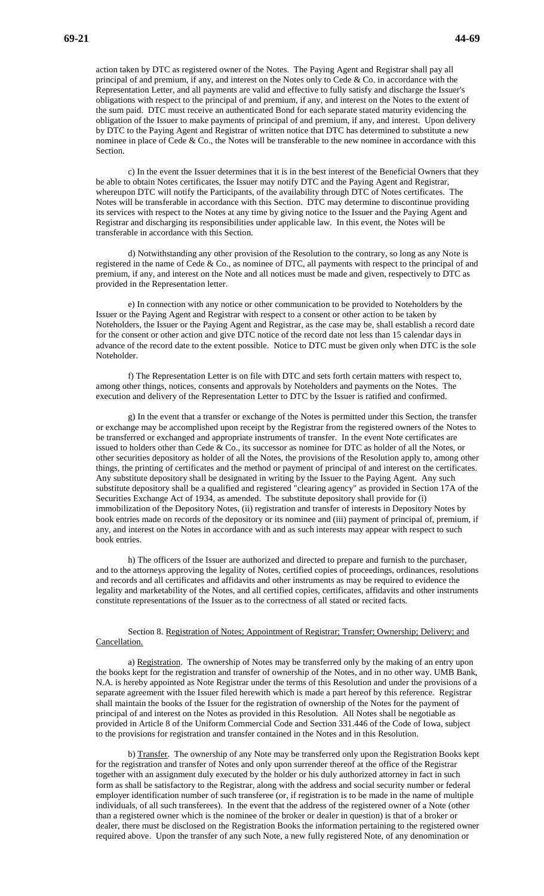action taken by DTC as registered owner of the Notes. The Paying Agent and Registrar shall pay all principal of and premium, if any, and interest on the Notes only to Cede & Co. in accordance with the Representation Letter, and all payments are valid and effective to fully satisfy and discharge the Issuer's obligations with respect to the principal of and premium, if any, and interest on the Notes to the extent of the sum paid. DTC must receive an authenticated Bond for each separate stated maturity evidencing the obligation of the Issuer to make payments of principal of and premium, if any, and interest. Upon delivery by DTC to the Paying Agent and Registrar of written notice that DTC has determined to substitute a new nominee in place of Cede & Co., the Notes will be transferable to the new nominee in accordance with this Section.

c) In the event the Issuer determines that it is in the best interest of the Beneficial Owners that they be able to obtain Notes certificates, the Issuer may notify DTC and the Paying Agent and Registrar, whereupon DTC will notify the Participants, of the availability through DTC of Notes certificates. The Notes will be transferable in accordance with this Section. DTC may determine to discontinue providing its services with respect to the Notes at any time by giving notice to the Issuer and the Paying Agent and Registrar and discharging its responsibilities under applicable law. In this event, the Notes will be transferable in accordance with this Section.

d) Notwithstanding any other provision of the Resolution to the contrary, so long as any Note is registered in the name of Cede & Co., as nominee of DTC, all payments with respect to the principal of and premium, if any, and interest on the Note and all notices must be made and given, respectively to DTC as provided in the Representation letter.

e) In connection with any notice or other communication to be provided to Noteholders by the Issuer or the Paying Agent and Registrar with respect to a consent or other action to be taken by Noteholders, the Issuer or the Paying Agent and Registrar, as the case may be, shall establish a record date for the consent or other action and give DTC notice of the record date not less than 15 calendar days in advance of the record date to the extent possible. Notice to DTC must be given only when DTC is the sole Noteholder.

f) The Representation Letter is on file with DTC and sets forth certain matters with respect to, among other things, notices, consents and approvals by Noteholders and payments on the Notes. The execution and delivery of the Representation Letter to DTC by the Issuer is ratified and confirmed.

g) In the event that a transfer or exchange of the Notes is permitted under this Section, the transfer or exchange may be accomplished upon receipt by the Registrar from the registered owners of the Notes to be transferred or exchanged and appropriate instruments of transfer. In the event Note certificates are issued to holders other than Cede & Co., its successor as nominee for DTC as holder of all the Notes, or other securities depository as holder of all the Notes, the provisions of the Resolution apply to, among other things, the printing of certificates and the method or payment of principal of and interest on the certificates. Any substitute depository shall be designated in writing by the Issuer to the Paying Agent. Any such substitute depository shall be a qualified and registered "clearing agency" as provided in Section 17A of the Securities Exchange Act of 1934, as amended. The substitute depository shall provide for (i) immobilization of the Depository Notes, (ii) registration and transfer of interests in Depository Notes by book entries made on records of the depository or its nominee and (iii) payment of principal of, premium, if any, and interest on the Notes in accordance with and as such interests may appear with respect to such book entries.

h) The officers of the Issuer are authorized and directed to prepare and furnish to the purchaser, and to the attorneys approving the legality of Notes, certified copies of proceedings, ordinances, resolutions and records and all certificates and affidavits and other instruments as may be required to evidence the legality and marketability of the Notes, and all certified copies, certificates, affidavits and other instruments constitute representations of the Issuer as to the correctness of all stated or recited facts.

Section 8. Registration of Notes; Appointment of Registrar; Transfer; Ownership; Delivery; and Cancellation.

a) Registration. The ownership of Notes may be transferred only by the making of an entry upon the books kept for the registration and transfer of ownership of the Notes, and in no other way. UMB Bank, N.A. is hereby appointed as Note Registrar under the terms of this Resolution and under the provisions of a separate agreement with the Issuer filed herewith which is made a part hereof by this reference. Registrar shall maintain the books of the Issuer for the registration of ownership of the Notes for the payment of principal of and interest on the Notes as provided in this Resolution. All Notes shall be negotiable as provided in Article 8 of the Uniform Commercial Code and Section 331.446 of the Code of Iowa, subject to the provisions for registration and transfer contained in the Notes and in this Resolution.

b) Transfer. The ownership of any Note may be transferred only upon the Registration Books kept for the registration and transfer of Notes and only upon surrender thereof at the office of the Registrar together with an assignment duly executed by the holder or his duly authorized attorney in fact in such form as shall be satisfactory to the Registrar, along with the address and social security number or federal employer identification number of such transferee (or, if registration is to be made in the name of multiple individuals, of all such transferees). In the event that the address of the registered owner of a Note (other than a registered owner which is the nominee of the broker or dealer in question) is that of a broker or dealer, there must be disclosed on the Registration Books the information pertaining to the registered owner required above. Upon the transfer of any such Note, a new fully registered Note, of any denomination or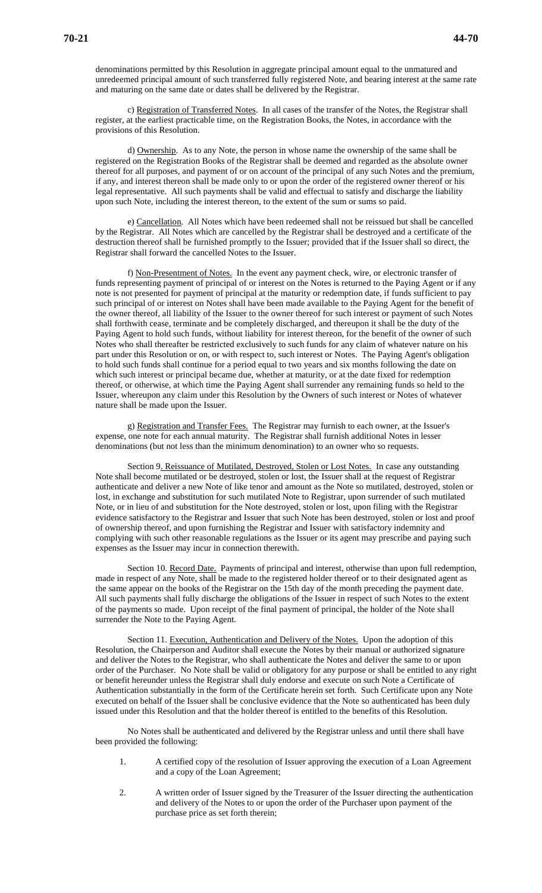denominations permitted by this Resolution in aggregate principal amount equal to the unmatured and unredeemed principal amount of such transferred fully registered Note, and bearing interest at the same rate and maturing on the same date or dates shall be delivered by the Registrar.

c) Registration of Transferred Notes. In all cases of the transfer of the Notes, the Registrar shall register, at the earliest practicable time, on the Registration Books, the Notes, in accordance with the provisions of this Resolution.

d) Ownership. As to any Note, the person in whose name the ownership of the same shall be registered on the Registration Books of the Registrar shall be deemed and regarded as the absolute owner thereof for all purposes, and payment of or on account of the principal of any such Notes and the premium, if any, and interest thereon shall be made only to or upon the order of the registered owner thereof or his legal representative. All such payments shall be valid and effectual to satisfy and discharge the liability upon such Note, including the interest thereon, to the extent of the sum or sums so paid.

e) Cancellation. All Notes which have been redeemed shall not be reissued but shall be cancelled by the Registrar. All Notes which are cancelled by the Registrar shall be destroyed and a certificate of the destruction thereof shall be furnished promptly to the Issuer; provided that if the Issuer shall so direct, the Registrar shall forward the cancelled Notes to the Issuer.

f) Non-Presentment of Notes. In the event any payment check, wire, or electronic transfer of funds representing payment of principal of or interest on the Notes is returned to the Paying Agent or if any note is not presented for payment of principal at the maturity or redemption date, if funds sufficient to pay such principal of or interest on Notes shall have been made available to the Paying Agent for the benefit of the owner thereof, all liability of the Issuer to the owner thereof for such interest or payment of such Notes shall forthwith cease, terminate and be completely discharged, and thereupon it shall be the duty of the Paying Agent to hold such funds, without liability for interest thereon, for the benefit of the owner of such Notes who shall thereafter be restricted exclusively to such funds for any claim of whatever nature on his part under this Resolution or on, or with respect to, such interest or Notes. The Paying Agent's obligation to hold such funds shall continue for a period equal to two years and six months following the date on which such interest or principal became due, whether at maturity, or at the date fixed for redemption thereof, or otherwise, at which time the Paying Agent shall surrender any remaining funds so held to the Issuer, whereupon any claim under this Resolution by the Owners of such interest or Notes of whatever nature shall be made upon the Issuer.

g) Registration and Transfer Fees. The Registrar may furnish to each owner, at the Issuer's expense, one note for each annual maturity. The Registrar shall furnish additional Notes in lesser denominations (but not less than the minimum denomination) to an owner who so requests.

Section 9. Reissuance of Mutilated, Destroyed, Stolen or Lost Notes. In case any outstanding Note shall become mutilated or be destroyed, stolen or lost, the Issuer shall at the request of Registrar authenticate and deliver a new Note of like tenor and amount as the Note so mutilated, destroyed, stolen or lost, in exchange and substitution for such mutilated Note to Registrar, upon surrender of such mutilated Note, or in lieu of and substitution for the Note destroyed, stolen or lost, upon filing with the Registrar evidence satisfactory to the Registrar and Issuer that such Note has been destroyed, stolen or lost and proof of ownership thereof, and upon furnishing the Registrar and Issuer with satisfactory indemnity and complying with such other reasonable regulations as the Issuer or its agent may prescribe and paying such expenses as the Issuer may incur in connection therewith.

Section 10. Record Date. Payments of principal and interest, otherwise than upon full redemption, made in respect of any Note, shall be made to the registered holder thereof or to their designated agent as the same appear on the books of the Registrar on the 15th day of the month preceding the payment date. All such payments shall fully discharge the obligations of the Issuer in respect of such Notes to the extent of the payments so made. Upon receipt of the final payment of principal, the holder of the Note shall surrender the Note to the Paying Agent.

Section 11. Execution, Authentication and Delivery of the Notes. Upon the adoption of this Resolution, the Chairperson and Auditor shall execute the Notes by their manual or authorized signature and deliver the Notes to the Registrar, who shall authenticate the Notes and deliver the same to or upon order of the Purchaser. No Note shall be valid or obligatory for any purpose or shall be entitled to any right or benefit hereunder unless the Registrar shall duly endorse and execute on such Note a Certificate of Authentication substantially in the form of the Certificate herein set forth. Such Certificate upon any Note executed on behalf of the Issuer shall be conclusive evidence that the Note so authenticated has been duly issued under this Resolution and that the holder thereof is entitled to the benefits of this Resolution.

No Notes shall be authenticated and delivered by the Registrar unless and until there shall have been provided the following:

1. A certified copy of the resolution of Issuer approving the execution of a Loan Agreement and a copy of the Loan Agreement;

2. A written order of Issuer signed by the Treasurer of the Issuer directing the authentication and delivery of the Notes to or upon the order of the Purchaser upon payment of the purchase price as set forth therein;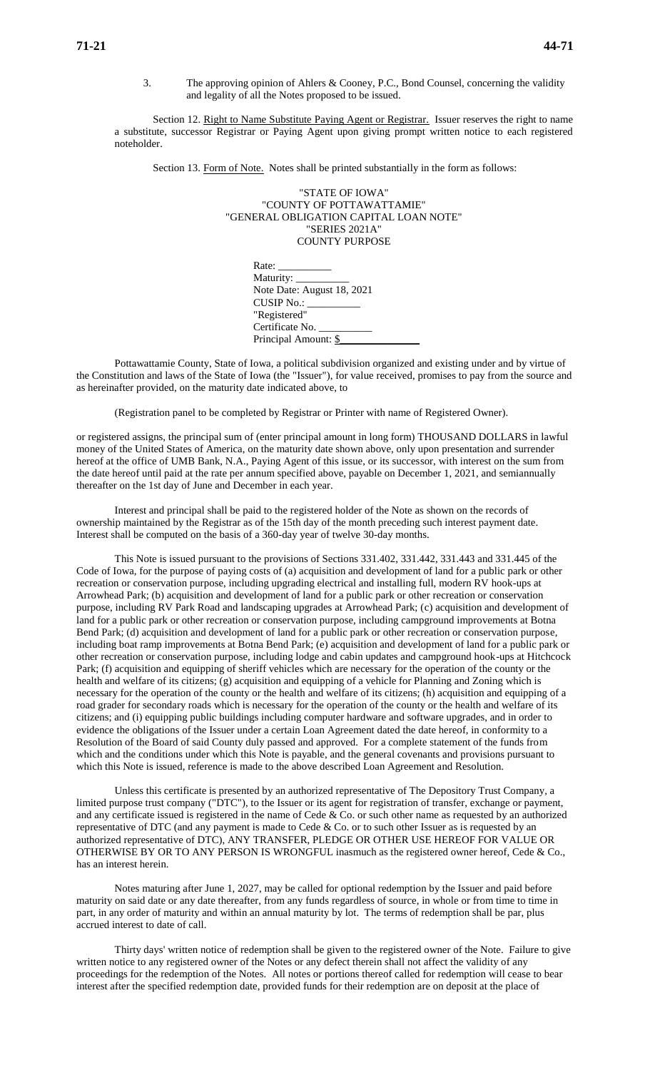3. The approving opinion of Ahlers & Cooney, P.C., Bond Counsel, concerning the validity and legality of all the Notes proposed to be issued.

Section 12. Right to Name Substitute Paying Agent or Registrar. Issuer reserves the right to name a substitute, successor Registrar or Paying Agent upon giving prompt written notice to each registered noteholder.

Section 13. Form of Note. Notes shall be printed substantially in the form as follows:

"STATE OF IOWA"
"COUNTY OF POTTAWATTAMIE"
"GENERAL OBLIGATION CAPITAL LOAN NOTE"
"SERIES 2021A"
COUNTY PURPOSE

Rate: __________
Maturity: __________
Note Date: August 18, 2021
CUSIP No.: __________
"Registered"
Certificate No. __________
Principal Amount: $______________

Pottawattamie County, State of Iowa, a political subdivision organized and existing under and by virtue of the Constitution and laws of the State of Iowa (the "Issuer"), for value received, promises to pay from the source and as hereinafter provided, on the maturity date indicated above, to

(Registration panel to be completed by Registrar or Printer with name of Registered Owner).

or registered assigns, the principal sum of (enter principal amount in long form) THOUSAND DOLLARS in lawful money of the United States of America, on the maturity date shown above, only upon presentation and surrender hereof at the office of UMB Bank, N.A., Paying Agent of this issue, or its successor, with interest on the sum from the date hereof until paid at the rate per annum specified above, payable on December 1, 2021, and semiannually thereafter on the 1st day of June and December in each year.

Interest and principal shall be paid to the registered holder of the Note as shown on the records of ownership maintained by the Registrar as of the 15th day of the month preceding such interest payment date. Interest shall be computed on the basis of a 360-day year of twelve 30-day months.

This Note is issued pursuant to the provisions of Sections 331.402, 331.442, 331.443 and 331.445 of the Code of Iowa, for the purpose of paying costs of (a) acquisition and development of land for a public park or other recreation or conservation purpose, including upgrading electrical and installing full, modern RV hook-ups at Arrowhead Park; (b) acquisition and development of land for a public park or other recreation or conservation purpose, including RV Park Road and landscaping upgrades at Arrowhead Park; (c) acquisition and development of land for a public park or other recreation or conservation purpose, including campground improvements at Botna Bend Park; (d) acquisition and development of land for a public park or other recreation or conservation purpose, including boat ramp improvements at Botna Bend Park; (e) acquisition and development of land for a public park or other recreation or conservation purpose, including lodge and cabin updates and campground hook-ups at Hitchcock Park; (f) acquisition and equipping of sheriff vehicles which are necessary for the operation of the county or the health and welfare of its citizens; (g) acquisition and equipping of a vehicle for Planning and Zoning which is necessary for the operation of the county or the health and welfare of its citizens; (h) acquisition and equipping of a road grader for secondary roads which is necessary for the operation of the county or the health and welfare of its citizens; and (i) equipping public buildings including computer hardware and software upgrades, and in order to evidence the obligations of the Issuer under a certain Loan Agreement dated the date hereof, in conformity to a Resolution of the Board of said County duly passed and approved. For a complete statement of the funds from which and the conditions under which this Note is payable, and the general covenants and provisions pursuant to which this Note is issued, reference is made to the above described Loan Agreement and Resolution.

Unless this certificate is presented by an authorized representative of The Depository Trust Company, a limited purpose trust company ("DTC"), to the Issuer or its agent for registration of transfer, exchange or payment, and any certificate issued is registered in the name of Cede & Co. or such other name as requested by an authorized representative of DTC (and any payment is made to Cede & Co. or to such other Issuer as is requested by an authorized representative of DTC), ANY TRANSFER, PLEDGE OR OTHER USE HEREOF FOR VALUE OR OTHERWISE BY OR TO ANY PERSON IS WRONGFUL inasmuch as the registered owner hereof, Cede & Co., has an interest herein.

Notes maturing after June 1, 2027, may be called for optional redemption by the Issuer and paid before maturity on said date or any date thereafter, from any funds regardless of source, in whole or from time to time in part, in any order of maturity and within an annual maturity by lot. The terms of redemption shall be par, plus accrued interest to date of call.

Thirty days' written notice of redemption shall be given to the registered owner of the Note. Failure to give written notice to any registered owner of the Notes or any defect therein shall not affect the validity of any proceedings for the redemption of the Notes. All notes or portions thereof called for redemption will cease to bear interest after the specified redemption date, provided funds for their redemption are on deposit at the place of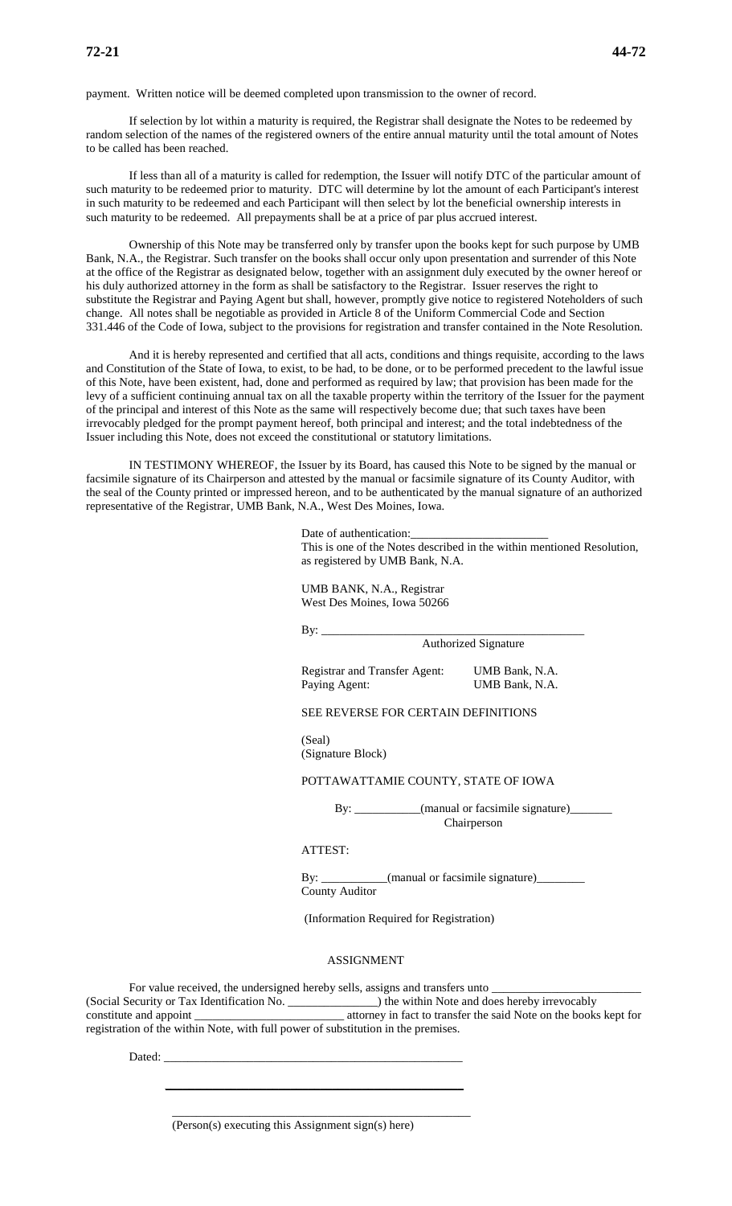payment. Written notice will be deemed completed upon transmission to the owner of record.

If selection by lot within a maturity is required, the Registrar shall designate the Notes to be redeemed by random selection of the names of the registered owners of the entire annual maturity until the total amount of Notes to be called has been reached.

If less than all of a maturity is called for redemption, the Issuer will notify DTC of the particular amount of such maturity to be redeemed prior to maturity. DTC will determine by lot the amount of each Participant's interest in such maturity to be redeemed and each Participant will then select by lot the beneficial ownership interests in such maturity to be redeemed. All prepayments shall be at a price of par plus accrued interest.

Ownership of this Note may be transferred only by transfer upon the books kept for such purpose by UMB Bank, N.A., the Registrar. Such transfer on the books shall occur only upon presentation and surrender of this Note at the office of the Registrar as designated below, together with an assignment duly executed by the owner hereof or his duly authorized attorney in the form as shall be satisfactory to the Registrar. Issuer reserves the right to substitute the Registrar and Paying Agent but shall, however, promptly give notice to registered Noteholders of such change. All notes shall be negotiable as provided in Article 8 of the Uniform Commercial Code and Section 331.446 of the Code of Iowa, subject to the provisions for registration and transfer contained in the Note Resolution.

And it is hereby represented and certified that all acts, conditions and things requisite, according to the laws and Constitution of the State of Iowa, to exist, to be had, to be done, or to be performed precedent to the lawful issue of this Note, have been existent, had, done and performed as required by law; that provision has been made for the levy of a sufficient continuing annual tax on all the taxable property within the territory of the Issuer for the payment of the principal and interest of this Note as the same will respectively become due; that such taxes have been irrevocably pledged for the prompt payment hereof, both principal and interest; and the total indebtedness of the Issuer including this Note, does not exceed the constitutional or statutory limitations.

IN TESTIMONY WHEREOF, the Issuer by its Board, has caused this Note to be signed by the manual or facsimile signature of its Chairperson and attested by the manual or facsimile signature of its County Auditor, with the seal of the County printed or impressed hereon, and to be authenticated by the manual signature of an authorized representative of the Registrar, UMB Bank, N.A., West Des Moines, Iowa.

Date of authentication:______________________
This is one of the Notes described in the within mentioned Resolution, as registered by UMB Bank, N.A.

UMB BANK, N.A., Registrar
West Des Moines, Iowa 50266

By: ____________________________________________
Authorized Signature

| | |
|---|---|
| Registrar and Transfer Agent: | UMB Bank, N.A. |
| Paying Agent: | UMB Bank, N.A. |

SEE REVERSE FOR CERTAIN DEFINITIONS

(Seal)
(Signature Block)

POTTAWATTAMIE COUNTY, STATE OF IOWA

By: ___________(manual or facsimile signature)_______
Chairperson

ATTEST:

By: ___________(manual or facsimile signature)________
County Auditor

(Information Required for Registration)

## ASSIGNMENT

For value received, the undersigned hereby sells, assigns and transfers unto ________________________ (Social Security or Tax Identification No. ______________) the within Note and does hereby irrevocably constitute and appoint ________________________ attorney in fact to transfer the said Note on the books kept for registration of the within Note, with full power of substitution in the premises.

Dated: __________________________________________________

__________________________________________________

__________________________________________________
(Person(s) executing this Assignment sign(s) here)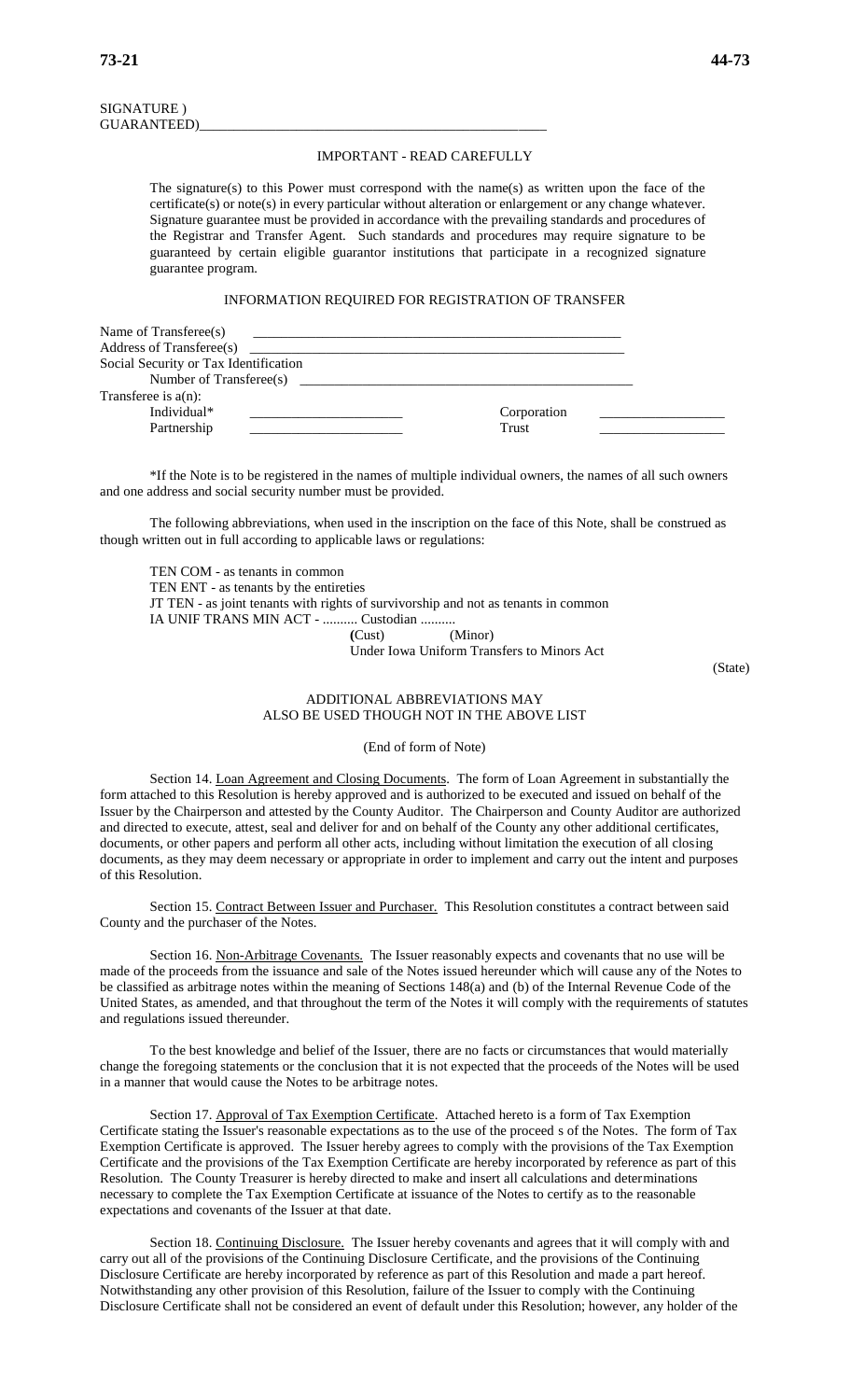SIGNATURE )
GUARANTEED)\_\_\_\_\_\_\_\_\_\_\_\_\_\_\_\_\_\_\_\_\_\_\_\_\_\_\_\_\_\_\_\_\_\_\_\_\_\_\_\_\_\_\_\_\_\_\_\_

IMPORTANT - READ CAREFULLY

The signature(s) to this Power must correspond with the name(s) as written upon the face of the certificate(s) or note(s) in every particular without alteration or enlargement or any change whatever. Signature guarantee must be provided in accordance with the prevailing standards and procedures of the Registrar and Transfer Agent. Such standards and procedures may require signature to be guaranteed by certain eligible guarantor institutions that participate in a recognized signature guarantee program.

INFORMATION REQUIRED FOR REGISTRATION OF TRANSFER

Name of Transferee(s) \_\_\_\_\_\_\_\_\_\_\_\_\_\_\_\_\_\_\_\_\_\_\_\_\_\_\_\_\_\_\_\_\_\_\_\_\_\_\_\_\_\_\_\_\_\_\_\_
Address of Transferee(s) \_\_\_\_\_\_\_\_\_\_\_\_\_\_\_\_\_\_\_\_\_\_\_\_\_\_\_\_\_\_\_\_\_\_\_\_\_\_\_\_\_\_\_\_\_\_\_\_
Social Security or Tax Identification
Number of Transferee(s) \_\_\_\_\_\_\_\_\_\_\_\_\_\_\_\_\_\_\_\_\_\_\_\_\_\_\_\_\_\_\_\_\_\_\_\_\_\_\_\_\_\_\_\_\_\_\_\_
Transferee is a(n):
Individual* \_\_\_\_\_\_\_\_\_\_\_\_\_\_\_\_\_\_\_\_ Corporation \_\_\_\_\_\_\_\_\_\_\_\_\_\_\_\_\_\_
Partnership \_\_\_\_\_\_\_\_\_\_\_\_\_\_\_\_\_\_\_\_ Trust \_\_\_\_\_\_\_\_\_\_\_\_\_\_\_\_\_\_

*If the Note is to be registered in the names of multiple individual owners, the names of all such owners and one address and social security number must be provided.

The following abbreviations, when used in the inscription on the face of this Note, shall be construed as though written out in full according to applicable laws or regulations:

TEN COM - as tenants in common
TEN ENT - as tenants by the entireties
JT TEN - as joint tenants with rights of survivorship and not as tenants in common
IA UNIF TRANS MIN ACT - .......... Custodian ..........
(Cust) (Minor)
Under Iowa Uniform Transfers to Minors Act
(State)

ADDITIONAL ABBREVIATIONS MAY
ALSO BE USED THOUGH NOT IN THE ABOVE LIST

(End of form of Note)

Section 14. Loan Agreement and Closing Documents. The form of Loan Agreement in substantially the form attached to this Resolution is hereby approved and is authorized to be executed and issued on behalf of the Issuer by the Chairperson and attested by the County Auditor. The Chairperson and County Auditor are authorized and directed to execute, attest, seal and deliver for and on behalf of the County any other additional certificates, documents, or other papers and perform all other acts, including without limitation the execution of all closing documents, as they may deem necessary or appropriate in order to implement and carry out the intent and purposes of this Resolution.

Section 15. Contract Between Issuer and Purchaser. This Resolution constitutes a contract between said County and the purchaser of the Notes.

Section 16. Non-Arbitrage Covenants. The Issuer reasonably expects and covenants that no use will be made of the proceeds from the issuance and sale of the Notes issued hereunder which will cause any of the Notes to be classified as arbitrage notes within the meaning of Sections 148(a) and (b) of the Internal Revenue Code of the United States, as amended, and that throughout the term of the Notes it will comply with the requirements of statutes and regulations issued thereunder.

To the best knowledge and belief of the Issuer, there are no facts or circumstances that would materially change the foregoing statements or the conclusion that it is not expected that the proceeds of the Notes will be used in a manner that would cause the Notes to be arbitrage notes.

Section 17. Approval of Tax Exemption Certificate. Attached hereto is a form of Tax Exemption Certificate stating the Issuer's reasonable expectations as to the use of the proceed s of the Notes. The form of Tax Exemption Certificate is approved. The Issuer hereby agrees to comply with the provisions of the Tax Exemption Certificate and the provisions of the Tax Exemption Certificate are hereby incorporated by reference as part of this Resolution. The County Treasurer is hereby directed to make and insert all calculations and determinations necessary to complete the Tax Exemption Certificate at issuance of the Notes to certify as to the reasonable expectations and covenants of the Issuer at that date.

Section 18. Continuing Disclosure. The Issuer hereby covenants and agrees that it will comply with and carry out all of the provisions of the Continuing Disclosure Certificate, and the provisions of the Continuing Disclosure Certificate are hereby incorporated by reference as part of this Resolution and made a part hereof. Notwithstanding any other provision of this Resolution, failure of the Issuer to comply with the Continuing Disclosure Certificate shall not be considered an event of default under this Resolution; however, any holder of the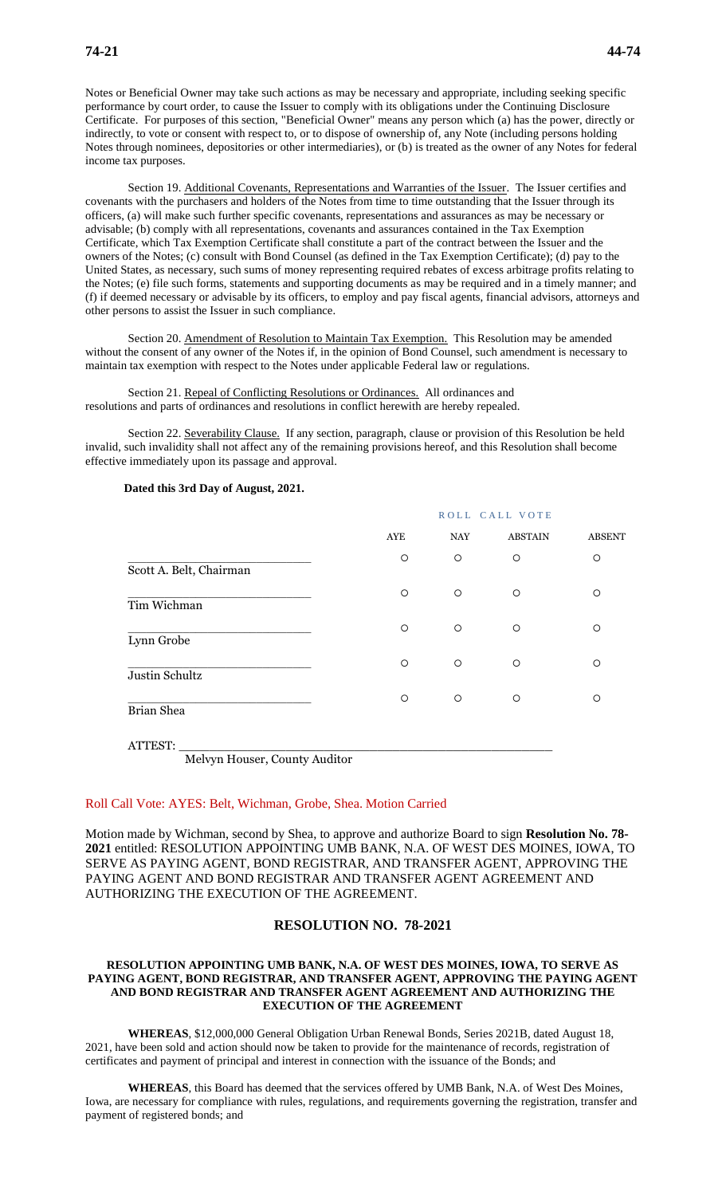Notes or Beneficial Owner may take such actions as may be necessary and appropriate, including seeking specific performance by court order, to cause the Issuer to comply with its obligations under the Continuing Disclosure Certificate. For purposes of this section, "Beneficial Owner" means any person which (a) has the power, directly or indirectly, to vote or consent with respect to, or to dispose of ownership of, any Note (including persons holding Notes through nominees, depositories or other intermediaries), or (b) is treated as the owner of any Notes for federal income tax purposes.

Section 19. Additional Covenants, Representations and Warranties of the Issuer. The Issuer certifies and covenants with the purchasers and holders of the Notes from time to time outstanding that the Issuer through its officers, (a) will make such further specific covenants, representations and assurances as may be necessary or advisable; (b) comply with all representations, covenants and assurances contained in the Tax Exemption Certificate, which Tax Exemption Certificate shall constitute a part of the contract between the Issuer and the owners of the Notes; (c) consult with Bond Counsel (as defined in the Tax Exemption Certificate); (d) pay to the United States, as necessary, such sums of money representing required rebates of excess arbitrage profits relating to the Notes; (e) file such forms, statements and supporting documents as may be required and in a timely manner; and (f) if deemed necessary or advisable by its officers, to employ and pay fiscal agents, financial advisors, attorneys and other persons to assist the Issuer in such compliance.

Section 20. Amendment of Resolution to Maintain Tax Exemption. This Resolution may be amended without the consent of any owner of the Notes if, in the opinion of Bond Counsel, such amendment is necessary to maintain tax exemption with respect to the Notes under applicable Federal law or regulations.

Section 21. Repeal of Conflicting Resolutions or Ordinances. All ordinances and resolutions and parts of ordinances and resolutions in conflict herewith are hereby repealed.

Section 22. Severability Clause. If any section, paragraph, clause or provision of this Resolution be held invalid, such invalidity shall not affect any of the remaining provisions hereof, and this Resolution shall become effective immediately upon its passage and approval.

**Dated this 3rd Day of August, 2021.**

ROLL CALL VOTE

| | AYE | NAY | ABSTAIN | ABSENT |
|---|---|---|---|---|
| Scott A. Belt, Chairman | ○ | ○ | ○ | ○ |
| Tim Wichman | ○ | ○ | ○ | ○ |
| Lynn Grobe | ○ | ○ | ○ | ○ |
| Justin Schultz | ○ | ○ | ○ | ○ |
| Brian Shea | ○ | ○ | ○ | ○ |

ATTEST: \_\_\_\_\_\_\_\_\_\_\_\_\_\_\_\_\_\_\_\_\_\_\_\_\_\_\_\_\_\_\_\_
Melvyn Houser, County Auditor

Roll Call Vote: AYES: Belt, Wichman, Grobe, Shea. Motion Carried

Motion made by Wichman, second by Shea, to approve and authorize Board to sign **Resolution No. 78-2021** entitled: RESOLUTION APPOINTING UMB BANK, N.A. OF WEST DES MOINES, IOWA, TO SERVE AS PAYING AGENT, BOND REGISTRAR, AND TRANSFER AGENT, APPROVING THE PAYING AGENT AND BOND REGISTRAR AND TRANSFER AGENT AGREEMENT AND AUTHORIZING THE EXECUTION OF THE AGREEMENT.

## RESOLUTION NO. 78-2021

### RESOLUTION APPOINTING UMB BANK, N.A. OF WEST DES MOINES, IOWA, TO SERVE AS PAYING AGENT, BOND REGISTRAR, AND TRANSFER AGENT, APPROVING THE PAYING AGENT AND BOND REGISTRAR AND TRANSFER AGENT AGREEMENT AND AUTHORIZING THE EXECUTION OF THE AGREEMENT

**WHEREAS**, $12,000,000 General Obligation Urban Renewal Bonds, Series 2021B, dated August 18, 2021, have been sold and action should now be taken to provide for the maintenance of records, registration of certificates and payment of principal and interest in connection with the issuance of the Bonds; and

**WHEREAS**, this Board has deemed that the services offered by UMB Bank, N.A. of West Des Moines, Iowa, are necessary for compliance with rules, regulations, and requirements governing the registration, transfer and payment of registered bonds; and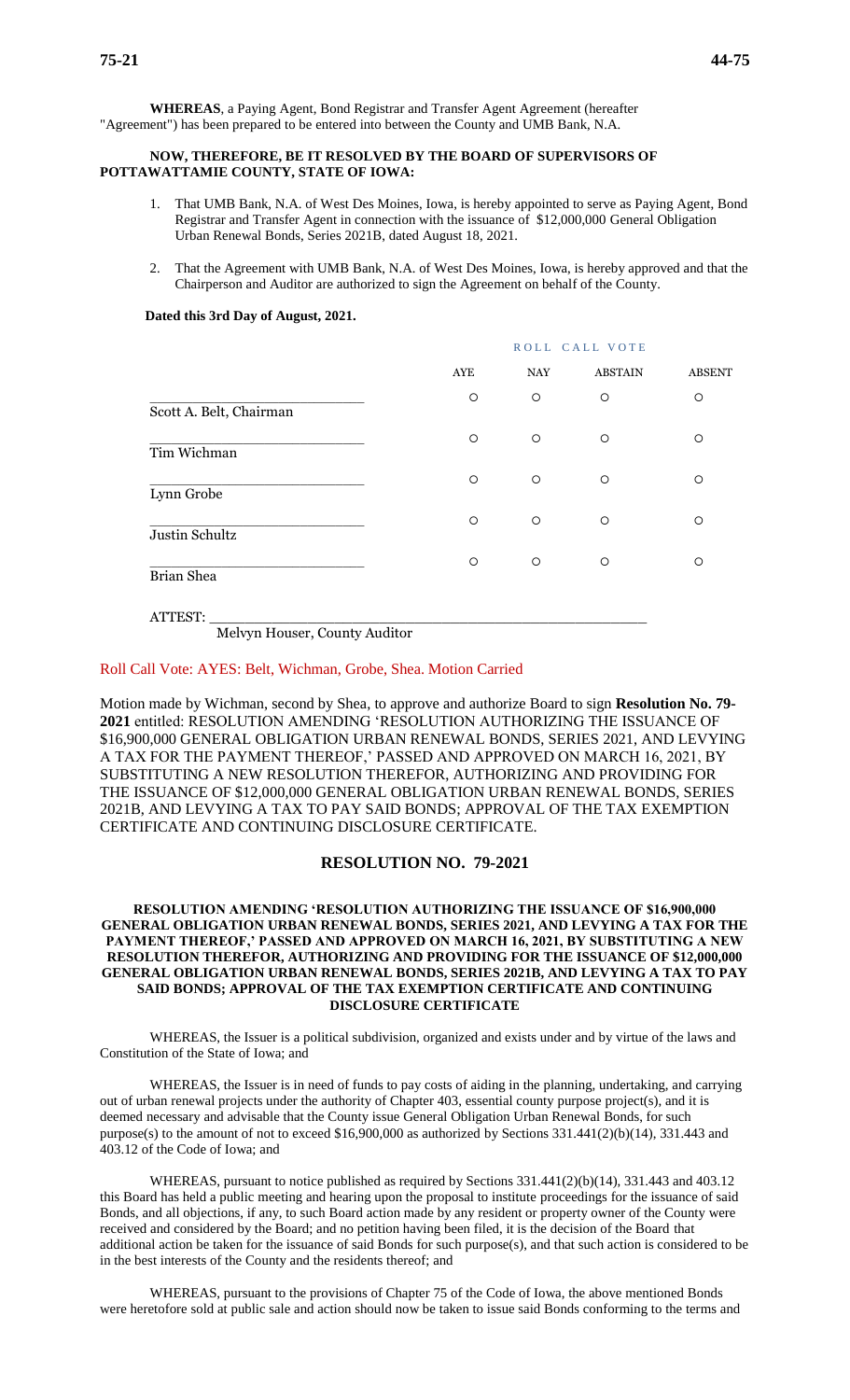**WHEREAS**, a Paying Agent, Bond Registrar and Transfer Agent Agreement (hereafter "Agreement") has been prepared to be entered into between the County and UMB Bank, N.A.

**NOW, THEREFORE, BE IT RESOLVED BY THE BOARD OF SUPERVISORS OF POTTAWATTAMIE COUNTY, STATE OF IOWA:**

1. That UMB Bank, N.A. of West Des Moines, Iowa, is hereby appointed to serve as Paying Agent, Bond Registrar and Transfer Agent in connection with the issuance of $12,000,000 General Obligation Urban Renewal Bonds, Series 2021B, dated August 18, 2021.
2. That the Agreement with UMB Bank, N.A. of West Des Moines, Iowa, is hereby approved and that the Chairperson and Auditor are authorized to sign the Agreement on behalf of the County.

**Dated this 3rd Day of August, 2021.**

| | ROLL CALL VOTE | | | |
|---|---|---|---|---|
| | AYE | NAY | ABSTAIN | ABSENT |
| Scott A. Belt, Chairman | ○ | ○ | ○ | ○ |
| Tim Wichman | ○ | ○ | ○ | ○ |
| Lynn Grobe | ○ | ○ | ○ | ○ |
| Justin Schultz | ○ | ○ | ○ | ○ |
| Brian Shea | ○ | ○ | ○ | ○ |

ATTEST: ______________________________________________________

Melvyn Houser, County Auditor

Roll Call Vote: AYES: Belt, Wichman, Grobe, Shea. Motion Carried

Motion made by Wichman, second by Shea, to approve and authorize Board to sign **Resolution No. 79-2021** entitled: RESOLUTION AMENDING 'RESOLUTION AUTHORIZING THE ISSUANCE OF $16,900,000 GENERAL OBLIGATION URBAN RENEWAL BONDS, SERIES 2021, AND LEVYING A TAX FOR THE PAYMENT THEREOF,' PASSED AND APPROVED ON MARCH 16, 2021, BY SUBSTITUTING A NEW RESOLUTION THEREFOR, AUTHORIZING AND PROVIDING FOR THE ISSUANCE OF $12,000,000 GENERAL OBLIGATION URBAN RENEWAL BONDS, SERIES 2021B, AND LEVYING A TAX TO PAY SAID BONDS; APPROVAL OF THE TAX EXEMPTION CERTIFICATE AND CONTINUING DISCLOSURE CERTIFICATE.

## RESOLUTION NO. 79-2021

**RESOLUTION AMENDING 'RESOLUTION AUTHORIZING THE ISSUANCE OF $16,900,000 GENERAL OBLIGATION URBAN RENEWAL BONDS, SERIES 2021, AND LEVYING A TAX FOR THE PAYMENT THEREOF,' PASSED AND APPROVED ON MARCH 16, 2021, BY SUBSTITUTING A NEW RESOLUTION THEREFOR, AUTHORIZING AND PROVIDING FOR THE ISSUANCE OF $12,000,000 GENERAL OBLIGATION URBAN RENEWAL BONDS, SERIES 2021B, AND LEVYING A TAX TO PAY SAID BONDS; APPROVAL OF THE TAX EXEMPTION CERTIFICATE AND CONTINUING DISCLOSURE CERTIFICATE**

WHEREAS, the Issuer is a political subdivision, organized and exists under and by virtue of the laws and Constitution of the State of Iowa; and

WHEREAS, the Issuer is in need of funds to pay costs of aiding in the planning, undertaking, and carrying out of urban renewal projects under the authority of Chapter 403, essential county purpose project(s), and it is deemed necessary and advisable that the County issue General Obligation Urban Renewal Bonds, for such purpose(s) to the amount of not to exceed $16,900,000 as authorized by Sections 331.441(2)(b)(14), 331.443 and 403.12 of the Code of Iowa; and

WHEREAS, pursuant to notice published as required by Sections 331.441(2)(b)(14), 331.443 and 403.12 this Board has held a public meeting and hearing upon the proposal to institute proceedings for the issuance of said Bonds, and all objections, if any, to such Board action made by any resident or property owner of the County were received and considered by the Board; and no petition having been filed, it is the decision of the Board that additional action be taken for the issuance of said Bonds for such purpose(s), and that such action is considered to be in the best interests of the County and the residents thereof; and

WHEREAS, pursuant to the provisions of Chapter 75 of the Code of Iowa, the above mentioned Bonds were heretofore sold at public sale and action should now be taken to issue said Bonds conforming to the terms and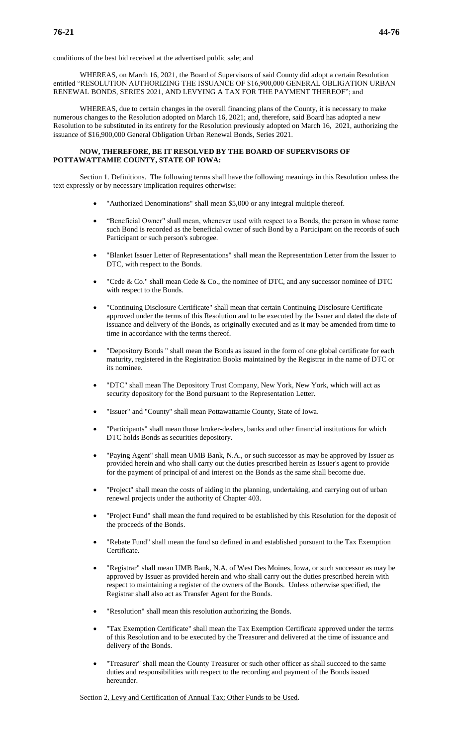conditions of the best bid received at the advertised public sale; and

WHEREAS, on March 16, 2021, the Board of Supervisors of said County did adopt a certain Resolution entitled "RESOLUTION AUTHORIZING THE ISSUANCE OF $16,900,000 GENERAL OBLIGATION URBAN RENEWAL BONDS, SERIES 2021, AND LEVYING A TAX FOR THE PAYMENT THEREOF"; and

WHEREAS, due to certain changes in the overall financing plans of the County, it is necessary to make numerous changes to the Resolution adopted on March 16, 2021; and, therefore, said Board has adopted a new Resolution to be substituted in its entirety for the Resolution previously adopted on March 16, 2021, authorizing the issuance of $16,900,000 General Obligation Urban Renewal Bonds, Series 2021.

**NOW, THEREFORE, BE IT RESOLVED BY THE BOARD OF SUPERVISORS OF POTTAWATTAMIE COUNTY, STATE OF IOWA:**

Section 1. Definitions. The following terms shall have the following meanings in this Resolution unless the text expressly or by necessary implication requires otherwise:

- "Authorized Denominations" shall mean $5,000 or any integral multiple thereof.
- "Beneficial Owner" shall mean, whenever used with respect to a Bonds, the person in whose name such Bond is recorded as the beneficial owner of such Bond by a Participant on the records of such Participant or such person's subrogee.
- "Blanket Issuer Letter of Representations" shall mean the Representation Letter from the Issuer to DTC, with respect to the Bonds.
- "Cede & Co." shall mean Cede & Co., the nominee of DTC, and any successor nominee of DTC with respect to the Bonds.
- "Continuing Disclosure Certificate" shall mean that certain Continuing Disclosure Certificate approved under the terms of this Resolution and to be executed by the Issuer and dated the date of issuance and delivery of the Bonds, as originally executed and as it may be amended from time to time in accordance with the terms thereof.
- "Depository Bonds " shall mean the Bonds as issued in the form of one global certificate for each maturity, registered in the Registration Books maintained by the Registrar in the name of DTC or its nominee.
- "DTC" shall mean The Depository Trust Company, New York, New York, which will act as security depository for the Bond pursuant to the Representation Letter.
- "Issuer" and "County" shall mean Pottawattamie County, State of Iowa.
- "Participants" shall mean those broker-dealers, banks and other financial institutions for which DTC holds Bonds as securities depository.
- "Paying Agent" shall mean UMB Bank, N.A., or such successor as may be approved by Issuer as provided herein and who shall carry out the duties prescribed herein as Issuer's agent to provide for the payment of principal of and interest on the Bonds as the same shall become due.
- "Project" shall mean the costs of aiding in the planning, undertaking, and carrying out of urban renewal projects under the authority of Chapter 403.
- "Project Fund" shall mean the fund required to be established by this Resolution for the deposit of the proceeds of the Bonds.
- "Rebate Fund" shall mean the fund so defined in and established pursuant to the Tax Exemption Certificate.
- "Registrar" shall mean UMB Bank, N.A. of West Des Moines, Iowa, or such successor as may be approved by Issuer as provided herein and who shall carry out the duties prescribed herein with respect to maintaining a register of the owners of the Bonds. Unless otherwise specified, the Registrar shall also act as Transfer Agent for the Bonds.
- "Resolution" shall mean this resolution authorizing the Bonds.
- "Tax Exemption Certificate" shall mean the Tax Exemption Certificate approved under the terms of this Resolution and to be executed by the Treasurer and delivered at the time of issuance and delivery of the Bonds.
- "Treasurer" shall mean the County Treasurer or such other officer as shall succeed to the same duties and responsibilities with respect to the recording and payment of the Bonds issued hereunder.

Section 2. Levy and Certification of Annual Tax; Other Funds to be Used.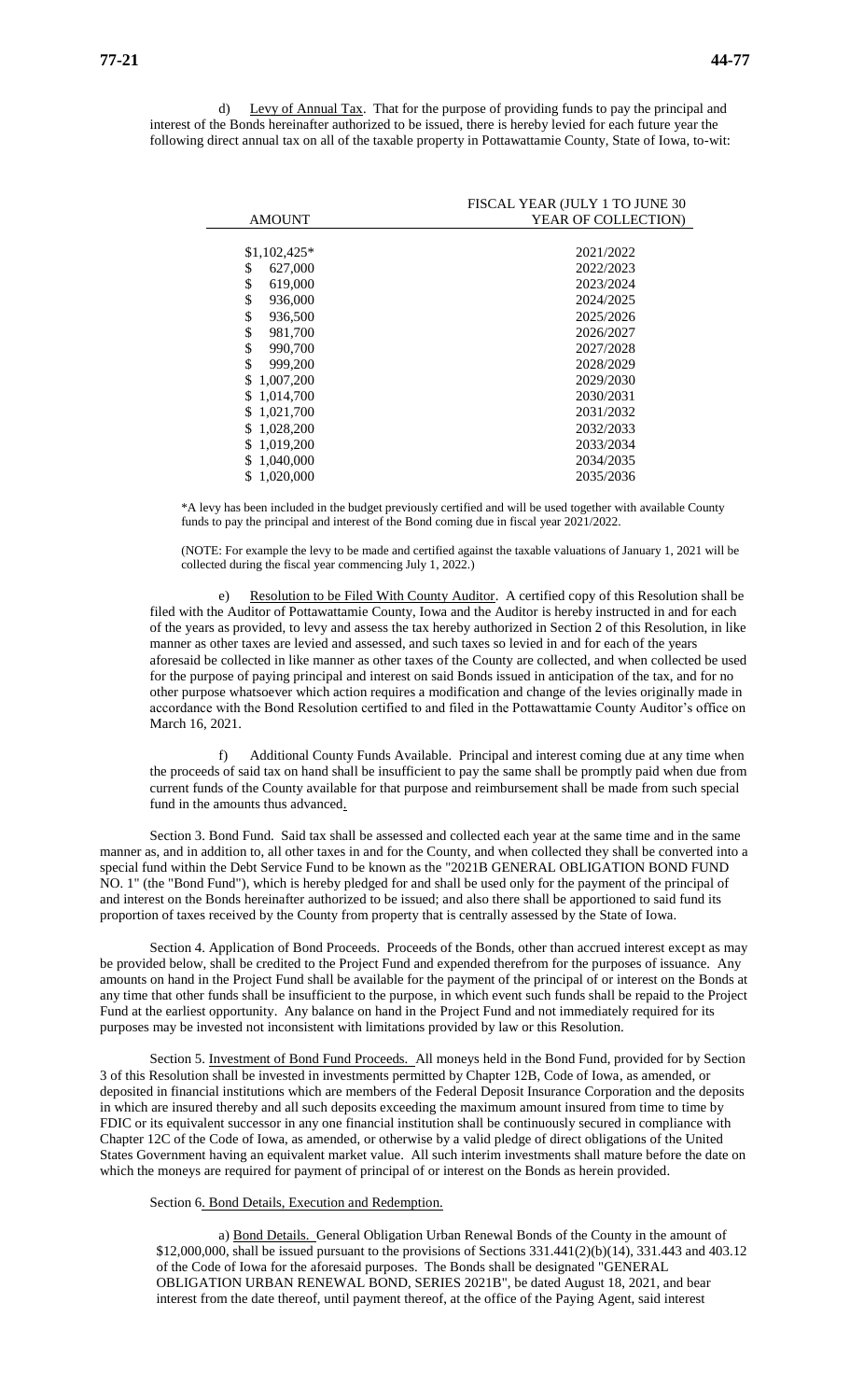d) Levy of Annual Tax. That for the purpose of providing funds to pay the principal and interest of the Bonds hereinafter authorized to be issued, there is hereby levied for each future year the following direct annual tax on all of the taxable property in Pottawattamie County, State of Iowa, to-wit:

| AMOUNT | FISCAL YEAR (JULY 1 TO JUNE 30 YEAR OF COLLECTION) |
|---|---|
| $1,102,425* | 2021/2022 |
| $ 627,000 | 2022/2023 |
| $ 619,000 | 2023/2024 |
| $ 936,000 | 2024/2025 |
| $ 936,500 | 2025/2026 |
| $ 981,700 | 2026/2027 |
| $ 990,700 | 2027/2028 |
| $ 999,200 | 2028/2029 |
| $ 1,007,200 | 2029/2030 |
| $ 1,014,700 | 2030/2031 |
| $ 1,021,700 | 2031/2032 |
| $ 1,028,200 | 2032/2033 |
| $ 1,019,200 | 2033/2034 |
| $ 1,040,000 | 2034/2035 |
| $ 1,020,000 | 2035/2036 |

*A levy has been included in the budget previously certified and will be used together with available County funds to pay the principal and interest of the Bond coming due in fiscal year 2021/2022.

(NOTE: For example the levy to be made and certified against the taxable valuations of January 1, 2021 will be collected during the fiscal year commencing July 1, 2022.)

e) Resolution to be Filed With County Auditor. A certified copy of this Resolution shall be filed with the Auditor of Pottawattamie County, Iowa and the Auditor is hereby instructed in and for each of the years as provided, to levy and assess the tax hereby authorized in Section 2 of this Resolution, in like manner as other taxes are levied and assessed, and such taxes so levied in and for each of the years aforesaid be collected in like manner as other taxes of the County are collected, and when collected be used for the purpose of paying principal and interest on said Bonds issued in anticipation of the tax, and for no other purpose whatsoever which action requires a modification and change of the levies originally made in accordance with the Bond Resolution certified to and filed in the Pottawattamie County Auditor's office on March 16, 2021.

f) Additional County Funds Available. Principal and interest coming due at any time when the proceeds of said tax on hand shall be insufficient to pay the same shall be promptly paid when due from current funds of the County available for that purpose and reimbursement shall be made from such special fund in the amounts thus advanced.

Section 3. Bond Fund. Said tax shall be assessed and collected each year at the same time and in the same manner as, and in addition to, all other taxes in and for the County, and when collected they shall be converted into a special fund within the Debt Service Fund to be known as the "2021B GENERAL OBLIGATION BOND FUND NO. 1" (the "Bond Fund"), which is hereby pledged for and shall be used only for the payment of the principal of and interest on the Bonds hereinafter authorized to be issued; and also there shall be apportioned to said fund its proportion of taxes received by the County from property that is centrally assessed by the State of Iowa.

Section 4. Application of Bond Proceeds. Proceeds of the Bonds, other than accrued interest except as may be provided below, shall be credited to the Project Fund and expended therefrom for the purposes of issuance. Any amounts on hand in the Project Fund shall be available for the payment of the principal of or interest on the Bonds at any time that other funds shall be insufficient to the purpose, in which event such funds shall be repaid to the Project Fund at the earliest opportunity. Any balance on hand in the Project Fund and not immediately required for its purposes may be invested not inconsistent with limitations provided by law or this Resolution.

Section 5. Investment of Bond Fund Proceeds. All moneys held in the Bond Fund, provided for by Section 3 of this Resolution shall be invested in investments permitted by Chapter 12B, Code of Iowa, as amended, or deposited in financial institutions which are members of the Federal Deposit Insurance Corporation and the deposits in which are insured thereby and all such deposits exceeding the maximum amount insured from time to time by FDIC or its equivalent successor in any one financial institution shall be continuously secured in compliance with Chapter 12C of the Code of Iowa, as amended, or otherwise by a valid pledge of direct obligations of the United States Government having an equivalent market value. All such interim investments shall mature before the date on which the moneys are required for payment of principal of or interest on the Bonds as herein provided.

Section 6. Bond Details, Execution and Redemption.

a) Bond Details. General Obligation Urban Renewal Bonds of the County in the amount of $12,000,000, shall be issued pursuant to the provisions of Sections 331.441(2)(b)(14), 331.443 and 403.12 of the Code of Iowa for the aforesaid purposes. The Bonds shall be designated "GENERAL OBLIGATION URBAN RENEWAL BOND, SERIES 2021B", be dated August 18, 2021, and bear interest from the date thereof, until payment thereof, at the office of the Paying Agent, said interest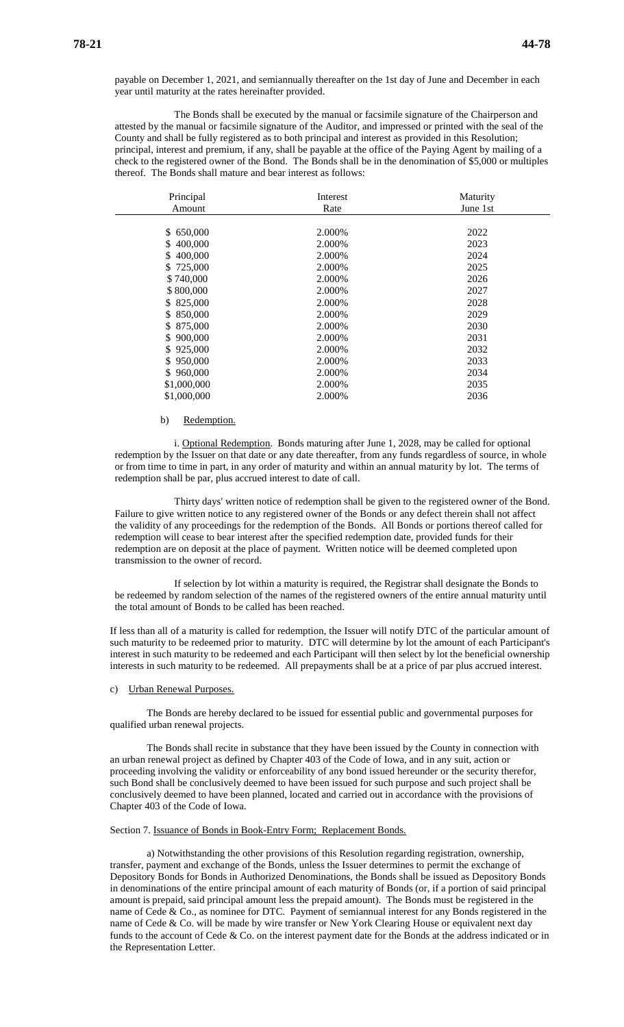payable on December 1, 2021, and semiannually thereafter on the 1st day of June and December in each year until maturity at the rates hereinafter provided.

The Bonds shall be executed by the manual or facsimile signature of the Chairperson and attested by the manual or facsimile signature of the Auditor, and impressed or printed with the seal of the County and shall be fully registered as to both principal and interest as provided in this Resolution; principal, interest and premium, if any, shall be payable at the office of the Paying Agent by mailing of a check to the registered owner of the Bond. The Bonds shall be in the denomination of $5,000 or multiples thereof. The Bonds shall mature and bear interest as follows:

| Principal Amount | Interest Rate | Maturity June 1st |
|---|---|---|
| $ 650,000 | 2.000% | 2022 |
| $ 400,000 | 2.000% | 2023 |
| $ 400,000 | 2.000% | 2024 |
| $ 725,000 | 2.000% | 2025 |
| $ 740,000 | 2.000% | 2026 |
| $ 800,000 | 2.000% | 2027 |
| $ 825,000 | 2.000% | 2028 |
| $ 850,000 | 2.000% | 2029 |
| $ 875,000 | 2.000% | 2030 |
| $ 900,000 | 2.000% | 2031 |
| $ 925,000 | 2.000% | 2032 |
| $ 950,000 | 2.000% | 2033 |
| $ 960,000 | 2.000% | 2034 |
| $1,000,000 | 2.000% | 2035 |
| $1,000,000 | 2.000% | 2036 |

b) Redemption.

i. Optional Redemption. Bonds maturing after June 1, 2028, may be called for optional redemption by the Issuer on that date or any date thereafter, from any funds regardless of source, in whole or from time to time in part, in any order of maturity and within an annual maturity by lot. The terms of redemption shall be par, plus accrued interest to date of call.

Thirty days' written notice of redemption shall be given to the registered owner of the Bond. Failure to give written notice to any registered owner of the Bonds or any defect therein shall not affect the validity of any proceedings for the redemption of the Bonds. All Bonds or portions thereof called for redemption will cease to bear interest after the specified redemption date, provided funds for their redemption are on deposit at the place of payment. Written notice will be deemed completed upon transmission to the owner of record.

If selection by lot within a maturity is required, the Registrar shall designate the Bonds to be redeemed by random selection of the names of the registered owners of the entire annual maturity until the total amount of Bonds to be called has been reached.

If less than all of a maturity is called for redemption, the Issuer will notify DTC of the particular amount of such maturity to be redeemed prior to maturity. DTC will determine by lot the amount of each Participant's interest in such maturity to be redeemed and each Participant will then select by lot the beneficial ownership interests in such maturity to be redeemed. All prepayments shall be at a price of par plus accrued interest.

c) Urban Renewal Purposes.

The Bonds are hereby declared to be issued for essential public and governmental purposes for qualified urban renewal projects.

The Bonds shall recite in substance that they have been issued by the County in connection with an urban renewal project as defined by Chapter 403 of the Code of Iowa, and in any suit, action or proceeding involving the validity or enforceability of any bond issued hereunder or the security therefor, such Bond shall be conclusively deemed to have been issued for such purpose and such project shall be conclusively deemed to have been planned, located and carried out in accordance with the provisions of Chapter 403 of the Code of Iowa.

Section 7. Issuance of Bonds in Book-Entry Form; Replacement Bonds.

a) Notwithstanding the other provisions of this Resolution regarding registration, ownership, transfer, payment and exchange of the Bonds, unless the Issuer determines to permit the exchange of Depository Bonds for Bonds in Authorized Denominations, the Bonds shall be issued as Depository Bonds in denominations of the entire principal amount of each maturity of Bonds (or, if a portion of said principal amount is prepaid, said principal amount less the prepaid amount). The Bonds must be registered in the name of Cede & Co., as nominee for DTC. Payment of semiannual interest for any Bonds registered in the name of Cede & Co. will be made by wire transfer or New York Clearing House or equivalent next day funds to the account of Cede & Co. on the interest payment date for the Bonds at the address indicated or in the Representation Letter.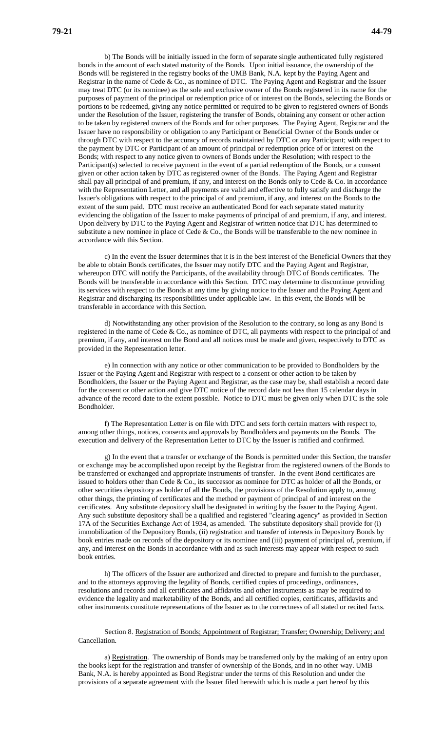b) The Bonds will be initially issued in the form of separate single authenticated fully registered bonds in the amount of each stated maturity of the Bonds. Upon initial issuance, the ownership of the Bonds will be registered in the registry books of the UMB Bank, N.A. kept by the Paying Agent and Registrar in the name of Cede & Co., as nominee of DTC. The Paying Agent and Registrar and the Issuer may treat DTC (or its nominee) as the sole and exclusive owner of the Bonds registered in its name for the purposes of payment of the principal or redemption price of or interest on the Bonds, selecting the Bonds or portions to be redeemed, giving any notice permitted or required to be given to registered owners of Bonds under the Resolution of the Issuer, registering the transfer of Bonds, obtaining any consent or other action to be taken by registered owners of the Bonds and for other purposes. The Paying Agent, Registrar and the Issuer have no responsibility or obligation to any Participant or Beneficial Owner of the Bonds under or through DTC with respect to the accuracy of records maintained by DTC or any Participant; with respect to the payment by DTC or Participant of an amount of principal or redemption price of or interest on the Bonds; with respect to any notice given to owners of Bonds under the Resolution; with respect to the Participant(s) selected to receive payment in the event of a partial redemption of the Bonds, or a consent given or other action taken by DTC as registered owner of the Bonds. The Paying Agent and Registrar shall pay all principal of and premium, if any, and interest on the Bonds only to Cede & Co. in accordance with the Representation Letter, and all payments are valid and effective to fully satisfy and discharge the Issuer's obligations with respect to the principal of and premium, if any, and interest on the Bonds to the extent of the sum paid. DTC must receive an authenticated Bond for each separate stated maturity evidencing the obligation of the Issuer to make payments of principal of and premium, if any, and interest. Upon delivery by DTC to the Paying Agent and Registrar of written notice that DTC has determined to substitute a new nominee in place of Cede & Co., the Bonds will be transferable to the new nominee in accordance with this Section.

c) In the event the Issuer determines that it is in the best interest of the Beneficial Owners that they be able to obtain Bonds certificates, the Issuer may notify DTC and the Paying Agent and Registrar, whereupon DTC will notify the Participants, of the availability through DTC of Bonds certificates. The Bonds will be transferable in accordance with this Section. DTC may determine to discontinue providing its services with respect to the Bonds at any time by giving notice to the Issuer and the Paying Agent and Registrar and discharging its responsibilities under applicable law. In this event, the Bonds will be transferable in accordance with this Section.

d) Notwithstanding any other provision of the Resolution to the contrary, so long as any Bond is registered in the name of Cede & Co., as nominee of DTC, all payments with respect to the principal of and premium, if any, and interest on the Bond and all notices must be made and given, respectively to DTC as provided in the Representation letter.

e) In connection with any notice or other communication to be provided to Bondholders by the Issuer or the Paying Agent and Registrar with respect to a consent or other action to be taken by Bondholders, the Issuer or the Paying Agent and Registrar, as the case may be, shall establish a record date for the consent or other action and give DTC notice of the record date not less than 15 calendar days in advance of the record date to the extent possible. Notice to DTC must be given only when DTC is the sole Bondholder.

f) The Representation Letter is on file with DTC and sets forth certain matters with respect to, among other things, notices, consents and approvals by Bondholders and payments on the Bonds. The execution and delivery of the Representation Letter to DTC by the Issuer is ratified and confirmed.

g) In the event that a transfer or exchange of the Bonds is permitted under this Section, the transfer or exchange may be accomplished upon receipt by the Registrar from the registered owners of the Bonds to be transferred or exchanged and appropriate instruments of transfer. In the event Bond certificates are issued to holders other than Cede & Co., its successor as nominee for DTC as holder of all the Bonds, or other securities depository as holder of all the Bonds, the provisions of the Resolution apply to, among other things, the printing of certificates and the method or payment of principal of and interest on the certificates. Any substitute depository shall be designated in writing by the Issuer to the Paying Agent. Any such substitute depository shall be a qualified and registered "clearing agency" as provided in Section 17A of the Securities Exchange Act of 1934, as amended. The substitute depository shall provide for (i) immobilization of the Depository Bonds, (ii) registration and transfer of interests in Depository Bonds by book entries made on records of the depository or its nominee and (iii) payment of principal of, premium, if any, and interest on the Bonds in accordance with and as such interests may appear with respect to such book entries.

h) The officers of the Issuer are authorized and directed to prepare and furnish to the purchaser, and to the attorneys approving the legality of Bonds, certified copies of proceedings, ordinances, resolutions and records and all certificates and affidavits and other instruments as may be required to evidence the legality and marketability of the Bonds, and all certified copies, certificates, affidavits and other instruments constitute representations of the Issuer as to the correctness of all stated or recited facts.

Section 8. Registration of Bonds; Appointment of Registrar; Transfer; Ownership; Delivery; and Cancellation.

a) Registration. The ownership of Bonds may be transferred only by the making of an entry upon the books kept for the registration and transfer of ownership of the Bonds, and in no other way. UMB Bank, N.A. is hereby appointed as Bond Registrar under the terms of this Resolution and under the provisions of a separate agreement with the Issuer filed herewith which is made a part hereof by this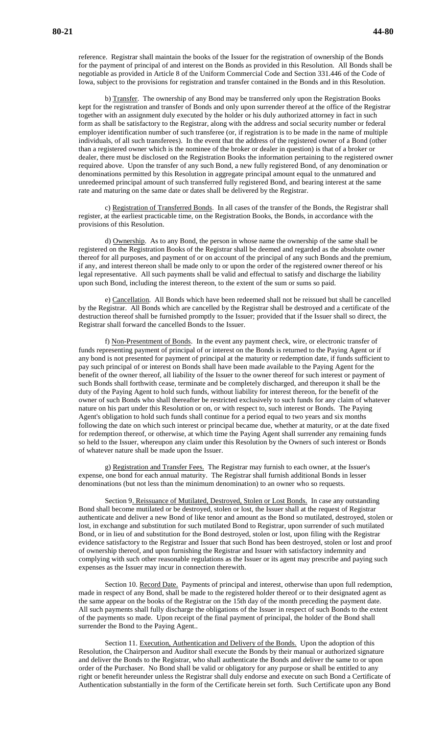reference. Registrar shall maintain the books of the Issuer for the registration of ownership of the Bonds for the payment of principal of and interest on the Bonds as provided in this Resolution. All Bonds shall be negotiable as provided in Article 8 of the Uniform Commercial Code and Section 331.446 of the Code of Iowa, subject to the provisions for registration and transfer contained in the Bonds and in this Resolution.

b) Transfer. The ownership of any Bond may be transferred only upon the Registration Books kept for the registration and transfer of Bonds and only upon surrender thereof at the office of the Registrar together with an assignment duly executed by the holder or his duly authorized attorney in fact in such form as shall be satisfactory to the Registrar, along with the address and social security number or federal employer identification number of such transferee (or, if registration is to be made in the name of multiple individuals, of all such transferees). In the event that the address of the registered owner of a Bond (other than a registered owner which is the nominee of the broker or dealer in question) is that of a broker or dealer, there must be disclosed on the Registration Books the information pertaining to the registered owner required above. Upon the transfer of any such Bond, a new fully registered Bond, of any denomination or denominations permitted by this Resolution in aggregate principal amount equal to the unmatured and unredeemed principal amount of such transferred fully registered Bond, and bearing interest at the same rate and maturing on the same date or dates shall be delivered by the Registrar.

c) Registration of Transferred Bonds. In all cases of the transfer of the Bonds, the Registrar shall register, at the earliest practicable time, on the Registration Books, the Bonds, in accordance with the provisions of this Resolution.

d) Ownership. As to any Bond, the person in whose name the ownership of the same shall be registered on the Registration Books of the Registrar shall be deemed and regarded as the absolute owner thereof for all purposes, and payment of or on account of the principal of any such Bonds and the premium, if any, and interest thereon shall be made only to or upon the order of the registered owner thereof or his legal representative. All such payments shall be valid and effectual to satisfy and discharge the liability upon such Bond, including the interest thereon, to the extent of the sum or sums so paid.

e) Cancellation. All Bonds which have been redeemed shall not be reissued but shall be cancelled by the Registrar. All Bonds which are cancelled by the Registrar shall be destroyed and a certificate of the destruction thereof shall be furnished promptly to the Issuer; provided that if the Issuer shall so direct, the Registrar shall forward the cancelled Bonds to the Issuer.

f) Non-Presentment of Bonds. In the event any payment check, wire, or electronic transfer of funds representing payment of principal of or interest on the Bonds is returned to the Paying Agent or if any bond is not presented for payment of principal at the maturity or redemption date, if funds sufficient to pay such principal of or interest on Bonds shall have been made available to the Paying Agent for the benefit of the owner thereof, all liability of the Issuer to the owner thereof for such interest or payment of such Bonds shall forthwith cease, terminate and be completely discharged, and thereupon it shall be the duty of the Paying Agent to hold such funds, without liability for interest thereon, for the benefit of the owner of such Bonds who shall thereafter be restricted exclusively to such funds for any claim of whatever nature on his part under this Resolution or on, or with respect to, such interest or Bonds. The Paying Agent's obligation to hold such funds shall continue for a period equal to two years and six months following the date on which such interest or principal became due, whether at maturity, or at the date fixed for redemption thereof, or otherwise, at which time the Paying Agent shall surrender any remaining funds so held to the Issuer, whereupon any claim under this Resolution by the Owners of such interest or Bonds of whatever nature shall be made upon the Issuer.

g) Registration and Transfer Fees. The Registrar may furnish to each owner, at the Issuer's expense, one bond for each annual maturity. The Registrar shall furnish additional Bonds in lesser denominations (but not less than the minimum denomination) to an owner who so requests.

Section 9. Reissuance of Mutilated, Destroyed, Stolen or Lost Bonds. In case any outstanding Bond shall become mutilated or be destroyed, stolen or lost, the Issuer shall at the request of Registrar authenticate and deliver a new Bond of like tenor and amount as the Bond so mutilated, destroyed, stolen or lost, in exchange and substitution for such mutilated Bond to Registrar, upon surrender of such mutilated Bond, or in lieu of and substitution for the Bond destroyed, stolen or lost, upon filing with the Registrar evidence satisfactory to the Registrar and Issuer that such Bond has been destroyed, stolen or lost and proof of ownership thereof, and upon furnishing the Registrar and Issuer with satisfactory indemnity and complying with such other reasonable regulations as the Issuer or its agent may prescribe and paying such expenses as the Issuer may incur in connection therewith.

Section 10. Record Date. Payments of principal and interest, otherwise than upon full redemption, made in respect of any Bond, shall be made to the registered holder thereof or to their designated agent as the same appear on the books of the Registrar on the 15th day of the month preceding the payment date. All such payments shall fully discharge the obligations of the Issuer in respect of such Bonds to the extent of the payments so made. Upon receipt of the final payment of principal, the holder of the Bond shall surrender the Bond to the Paying Agent..

Section 11. Execution, Authentication and Delivery of the Bonds. Upon the adoption of this Resolution, the Chairperson and Auditor shall execute the Bonds by their manual or authorized signature and deliver the Bonds to the Registrar, who shall authenticate the Bonds and deliver the same to or upon order of the Purchaser. No Bond shall be valid or obligatory for any purpose or shall be entitled to any right or benefit hereunder unless the Registrar shall duly endorse and execute on such Bond a Certificate of Authentication substantially in the form of the Certificate herein set forth. Such Certificate upon any Bond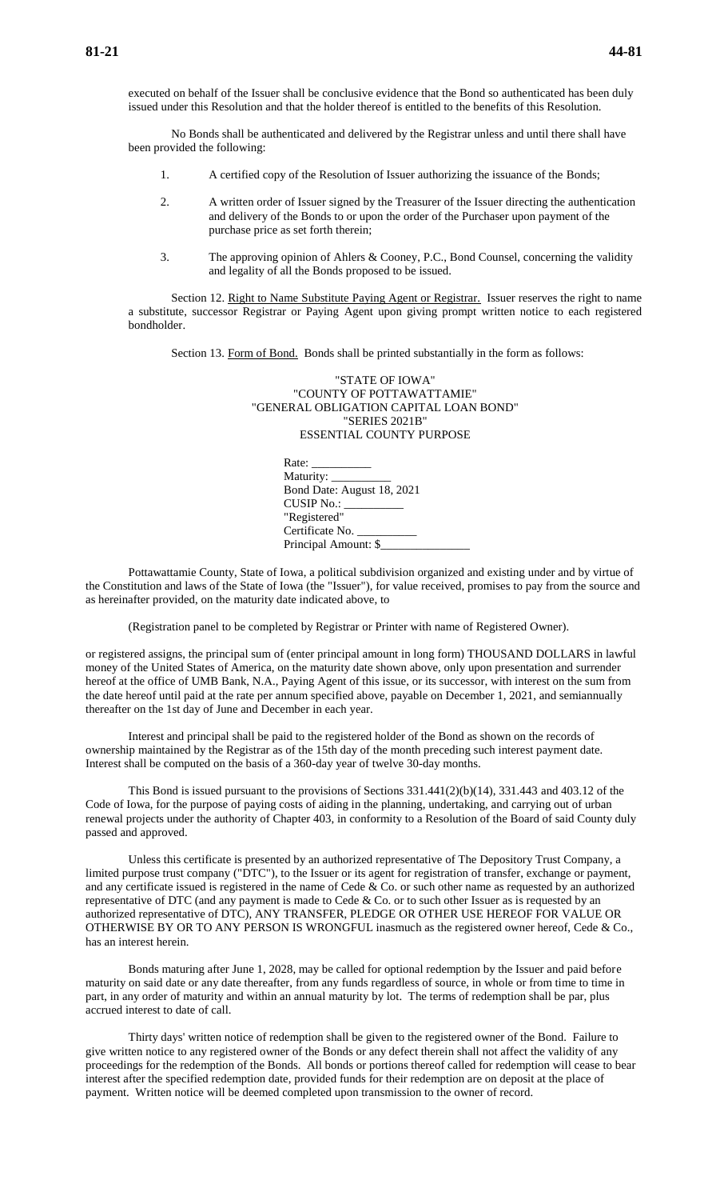executed on behalf of the Issuer shall be conclusive evidence that the Bond so authenticated has been duly issued under this Resolution and that the holder thereof is entitled to the benefits of this Resolution.

No Bonds shall be authenticated and delivered by the Registrar unless and until there shall have been provided the following:

1. A certified copy of the Resolution of Issuer authorizing the issuance of the Bonds;

2. A written order of Issuer signed by the Treasurer of the Issuer directing the authentication and delivery of the Bonds to or upon the order of the Purchaser upon payment of the purchase price as set forth therein;

3. The approving opinion of Ahlers & Cooney, P.C., Bond Counsel, concerning the validity and legality of all the Bonds proposed to be issued.

Section 12. Right to Name Substitute Paying Agent or Registrar. Issuer reserves the right to name a substitute, successor Registrar or Paying Agent upon giving prompt written notice to each registered bondholder.

Section 13. Form of Bond. Bonds shall be printed substantially in the form as follows:

"STATE OF IOWA"
"COUNTY OF POTTAWATTAMIE"
"GENERAL OBLIGATION CAPITAL LOAN BOND"
"SERIES 2021B"
ESSENTIAL COUNTY PURPOSE

Rate: __________
Maturity: __________
Bond Date: August 18, 2021
CUSIP No.: __________
"Registered"
Certificate No. __________
Principal Amount: $_______________

Pottawattamie County, State of Iowa, a political subdivision organized and existing under and by virtue of the Constitution and laws of the State of Iowa (the "Issuer"), for value received, promises to pay from the source and as hereinafter provided, on the maturity date indicated above, to

(Registration panel to be completed by Registrar or Printer with name of Registered Owner).

or registered assigns, the principal sum of (enter principal amount in long form) THOUSAND DOLLARS in lawful money of the United States of America, on the maturity date shown above, only upon presentation and surrender hereof at the office of UMB Bank, N.A., Paying Agent of this issue, or its successor, with interest on the sum from the date hereof until paid at the rate per annum specified above, payable on December 1, 2021, and semiannually thereafter on the 1st day of June and December in each year.

Interest and principal shall be paid to the registered holder of the Bond as shown on the records of ownership maintained by the Registrar as of the 15th day of the month preceding such interest payment date. Interest shall be computed on the basis of a 360-day year of twelve 30-day months.

This Bond is issued pursuant to the provisions of Sections 331.441(2)(b)(14), 331.443 and 403.12 of the Code of Iowa, for the purpose of paying costs of aiding in the planning, undertaking, and carrying out of urban renewal projects under the authority of Chapter 403, in conformity to a Resolution of the Board of said County duly passed and approved.

Unless this certificate is presented by an authorized representative of The Depository Trust Company, a limited purpose trust company ("DTC"), to the Issuer or its agent for registration of transfer, exchange or payment, and any certificate issued is registered in the name of Cede & Co. or such other name as requested by an authorized representative of DTC (and any payment is made to Cede & Co. or to such other Issuer as is requested by an authorized representative of DTC), ANY TRANSFER, PLEDGE OR OTHER USE HEREOF FOR VALUE OR OTHERWISE BY OR TO ANY PERSON IS WRONGFUL inasmuch as the registered owner hereof, Cede & Co., has an interest herein.

Bonds maturing after June 1, 2028, may be called for optional redemption by the Issuer and paid before maturity on said date or any date thereafter, from any funds regardless of source, in whole or from time to time in part, in any order of maturity and within an annual maturity by lot. The terms of redemption shall be par, plus accrued interest to date of call.

Thirty days' written notice of redemption shall be given to the registered owner of the Bond. Failure to give written notice to any registered owner of the Bonds or any defect therein shall not affect the validity of any proceedings for the redemption of the Bonds. All bonds or portions thereof called for redemption will cease to bear interest after the specified redemption date, provided funds for their redemption are on deposit at the place of payment. Written notice will be deemed completed upon transmission to the owner of record.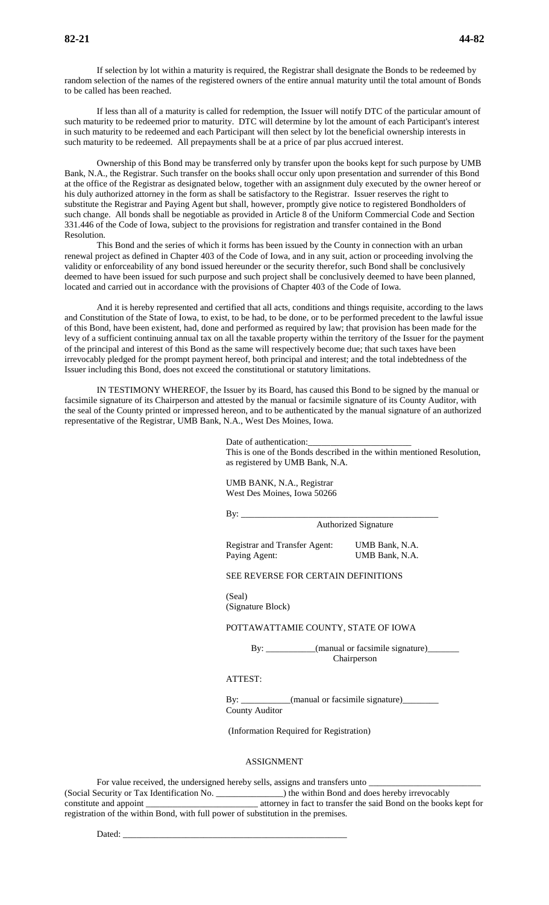If selection by lot within a maturity is required, the Registrar shall designate the Bonds to be redeemed by random selection of the names of the registered owners of the entire annual maturity until the total amount of Bonds to be called has been reached.

If less than all of a maturity is called for redemption, the Issuer will notify DTC of the particular amount of such maturity to be redeemed prior to maturity. DTC will determine by lot the amount of each Participant's interest in such maturity to be redeemed and each Participant will then select by lot the beneficial ownership interests in such maturity to be redeemed. All prepayments shall be at a price of par plus accrued interest.

Ownership of this Bond may be transferred only by transfer upon the books kept for such purpose by UMB Bank, N.A., the Registrar. Such transfer on the books shall occur only upon presentation and surrender of this Bond at the office of the Registrar as designated below, together with an assignment duly executed by the owner hereof or his duly authorized attorney in the form as shall be satisfactory to the Registrar. Issuer reserves the right to substitute the Registrar and Paying Agent but shall, however, promptly give notice to registered Bondholders of such change. All bonds shall be negotiable as provided in Article 8 of the Uniform Commercial Code and Section 331.446 of the Code of Iowa, subject to the provisions for registration and transfer contained in the Bond Resolution.

This Bond and the series of which it forms has been issued by the County in connection with an urban renewal project as defined in Chapter 403 of the Code of Iowa, and in any suit, action or proceeding involving the validity or enforceability of any bond issued hereunder or the security therefor, such Bond shall be conclusively deemed to have been issued for such purpose and such project shall be conclusively deemed to have been planned, located and carried out in accordance with the provisions of Chapter 403 of the Code of Iowa.

And it is hereby represented and certified that all acts, conditions and things requisite, according to the laws and Constitution of the State of Iowa, to exist, to be had, to be done, or to be performed precedent to the lawful issue of this Bond, have been existent, had, done and performed as required by law; that provision has been made for the levy of a sufficient continuing annual tax on all the taxable property within the territory of the Issuer for the payment of the principal and interest of this Bond as the same will respectively become due; that such taxes have been irrevocably pledged for the prompt payment hereof, both principal and interest; and the total indebtedness of the Issuer including this Bond, does not exceed the constitutional or statutory limitations.

IN TESTIMONY WHEREOF, the Issuer by its Board, has caused this Bond to be signed by the manual or facsimile signature of its Chairperson and attested by the manual or facsimile signature of its County Auditor, with the seal of the County printed or impressed hereon, and to be authenticated by the manual signature of an authorized representative of the Registrar, UMB Bank, N.A., West Des Moines, Iowa.

Date of authentication:______________________

This is one of the Bonds described in the within mentioned Resolution, as registered by UMB Bank, N.A.

UMB BANK, N.A., Registrar
West Des Moines, Iowa 50266

By: ____________________________________________
Authorized Signature

| Registrar and Transfer Agent: | UMB Bank, N.A. |
|---|---|
| Paying Agent: | UMB Bank, N.A. |

SEE REVERSE FOR CERTAIN DEFINITIONS

(Seal)
(Signature Block)

POTTAWATTAMIE COUNTY, STATE OF IOWA

By: ___________(manual or facsimile signature)_______
Chairperson

ATTEST:

By: ___________(manual or facsimile signature)________
County Auditor

(Information Required for Registration)

ASSIGNMENT

For value received, the undersigned hereby sells, assigns and transfers unto ________________________ (Social Security or Tax Identification No. ______________) the within Bond and does hereby irrevocably constitute and appoint ________________________ attorney in fact to transfer the said Bond on the books kept for registration of the within Bond, with full power of substitution in the premises.

Dated: __________________________________________________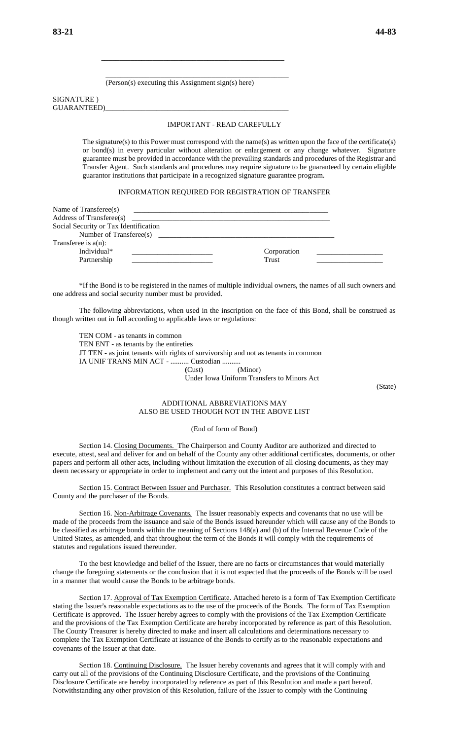\_\_\_\_\_\_\_\_\_\_\_\_\_\_\_\_\_\_\_\_\_\_\_\_\_\_\_\_\_\_\_\_\_\_\_\_\_\_\_\_\_\_\_\_

\_\_\_\_\_\_\_\_\_\_\_\_\_\_\_\_\_\_\_\_\_\_\_\_\_\_\_\_\_\_\_\_\_\_\_\_\_\_\_\_\_\_\_\_
(Person(s) executing this Assignment sign(s) here)

SIGNATURE )
GUARANTEED)\_\_\_\_\_\_\_\_\_\_\_\_\_\_\_\_\_\_\_\_\_\_\_\_\_\_\_\_\_\_\_\_\_\_\_\_\_\_\_\_\_\_\_\_

IMPORTANT - READ CAREFULLY

The signature(s) to this Power must correspond with the name(s) as written upon the face of the certificate(s) or bond(s) in every particular without alteration or enlargement or any change whatever. Signature guarantee must be provided in accordance with the prevailing standards and procedures of the Registrar and Transfer Agent. Such standards and procedures may require signature to be guaranteed by certain eligible guarantor institutions that participate in a recognized signature guarantee program.

INFORMATION REQUIRED FOR REGISTRATION OF TRANSFER

Name of Transferee(s) \_\_\_\_\_\_\_\_\_\_\_\_\_\_\_\_\_\_\_\_\_\_\_\_\_\_\_\_\_\_\_\_\_\_\_\_\_\_\_\_\_\_\_\_
Address of Transferee(s) \_\_\_\_\_\_\_\_\_\_\_\_\_\_\_\_\_\_\_\_\_\_\_\_\_\_\_\_\_\_\_\_\_\_\_\_\_\_\_\_\_\_\_\_
Social Security or Tax Identification
Number of Transferee(s) \_\_\_\_\_\_\_\_\_\_\_\_\_\_\_\_\_\_\_\_\_\_\_\_\_\_\_\_\_\_\_\_\_\_\_\_\_\_\_\_\_\_\_\_
Transferee is a(n):

| | | | |
|---|---|---|---|
| Individual* | \_\_\_\_\_\_\_\_\_\_\_\_\_\_\_\_\_\_\_\_ | Corporation | \_\_\_\_\_\_\_\_\_\_\_\_\_\_\_\_\_\_\_\_ |
| Partnership | \_\_\_\_\_\_\_\_\_\_\_\_\_\_\_\_\_\_\_\_ | Trust | \_\_\_\_\_\_\_\_\_\_\_\_\_\_\_\_\_\_\_\_ |

*If the Bond is to be registered in the names of multiple individual owners, the names of all such owners and one address and social security number must be provided.

The following abbreviations, when used in the inscription on the face of this Bond, shall be construed as though written out in full according to applicable laws or regulations:

TEN COM - as tenants in common
TEN ENT - as tenants by the entireties
JT TEN - as joint tenants with rights of survivorship and not as tenants in common
IA UNIF TRANS MIN ACT - .......... Custodian ..........
(Cust) (Minor)
Under Iowa Uniform Transfers to Minors Act
(State)

ADDITIONAL ABBREVIATIONS MAY
ALSO BE USED THOUGH NOT IN THE ABOVE LIST

(End of form of Bond)

Section 14. Closing Documents. The Chairperson and County Auditor are authorized and directed to execute, attest, seal and deliver for and on behalf of the County any other additional certificates, documents, or other papers and perform all other acts, including without limitation the execution of all closing documents, as they may deem necessary or appropriate in order to implement and carry out the intent and purposes of this Resolution.

Section 15. Contract Between Issuer and Purchaser. This Resolution constitutes a contract between said County and the purchaser of the Bonds.

Section 16. Non-Arbitrage Covenants. The Issuer reasonably expects and covenants that no use will be made of the proceeds from the issuance and sale of the Bonds issued hereunder which will cause any of the Bonds to be classified as arbitrage bonds within the meaning of Sections 148(a) and (b) of the Internal Revenue Code of the United States, as amended, and that throughout the term of the Bonds it will comply with the requirements of statutes and regulations issued thereunder.

To the best knowledge and belief of the Issuer, there are no facts or circumstances that would materially change the foregoing statements or the conclusion that it is not expected that the proceeds of the Bonds will be used in a manner that would cause the Bonds to be arbitrage bonds.

Section 17. Approval of Tax Exemption Certificate. Attached hereto is a form of Tax Exemption Certificate stating the Issuer's reasonable expectations as to the use of the proceeds of the Bonds. The form of Tax Exemption Certificate is approved. The Issuer hereby agrees to comply with the provisions of the Tax Exemption Certificate and the provisions of the Tax Exemption Certificate are hereby incorporated by reference as part of this Resolution. The County Treasurer is hereby directed to make and insert all calculations and determinations necessary to complete the Tax Exemption Certificate at issuance of the Bonds to certify as to the reasonable expectations and covenants of the Issuer at that date.

Section 18. Continuing Disclosure. The Issuer hereby covenants and agrees that it will comply with and carry out all of the provisions of the Continuing Disclosure Certificate, and the provisions of the Continuing Disclosure Certificate are hereby incorporated by reference as part of this Resolution and made a part hereof. Notwithstanding any other provision of this Resolution, failure of the Issuer to comply with the Continuing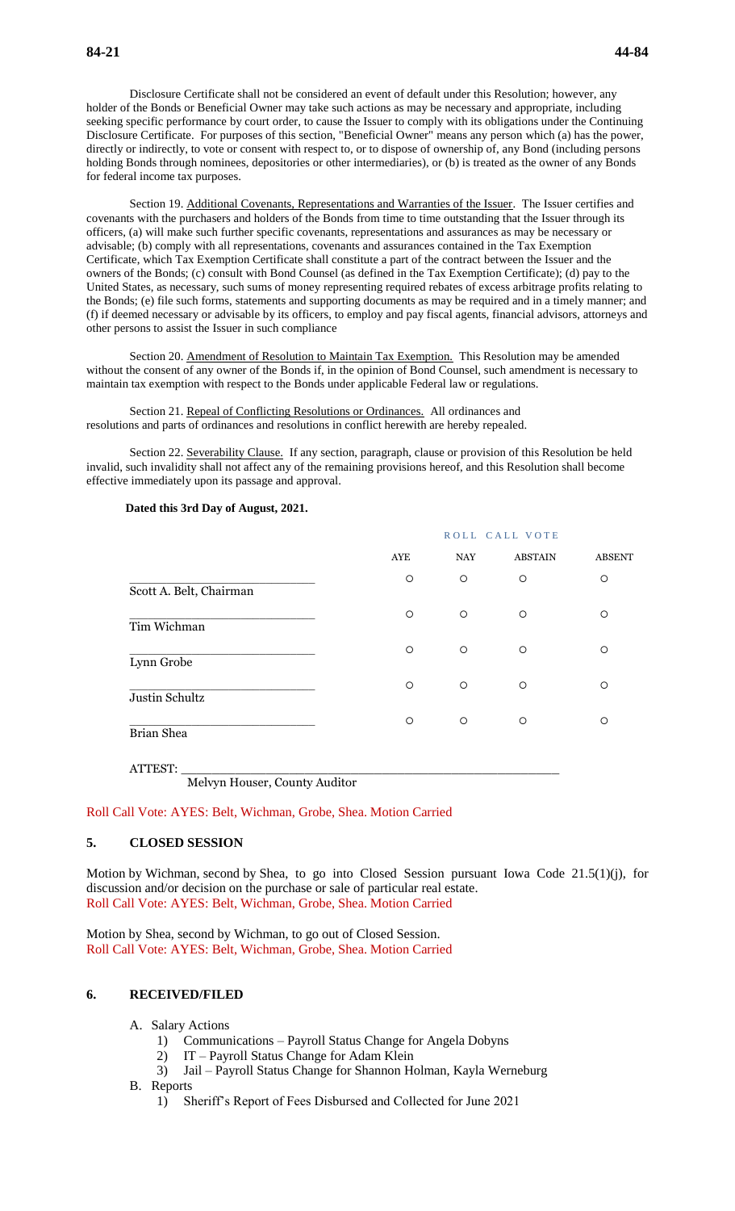Disclosure Certificate shall not be considered an event of default under this Resolution; however, any holder of the Bonds or Beneficial Owner may take such actions as may be necessary and appropriate, including seeking specific performance by court order, to cause the Issuer to comply with its obligations under the Continuing Disclosure Certificate. For purposes of this section, "Beneficial Owner" means any person which (a) has the power, directly or indirectly, to vote or consent with respect to, or to dispose of ownership of, any Bond (including persons holding Bonds through nominees, depositories or other intermediaries), or (b) is treated as the owner of any Bonds for federal income tax purposes.

Section 19. Additional Covenants, Representations and Warranties of the Issuer. The Issuer certifies and covenants with the purchasers and holders of the Bonds from time to time outstanding that the Issuer through its officers, (a) will make such further specific covenants, representations and assurances as may be necessary or advisable; (b) comply with all representations, covenants and assurances contained in the Tax Exemption Certificate, which Tax Exemption Certificate shall constitute a part of the contract between the Issuer and the owners of the Bonds; (c) consult with Bond Counsel (as defined in the Tax Exemption Certificate); (d) pay to the United States, as necessary, such sums of money representing required rebates of excess arbitrage profits relating to the Bonds; (e) file such forms, statements and supporting documents as may be required and in a timely manner; and (f) if deemed necessary or advisable by its officers, to employ and pay fiscal agents, financial advisors, attorneys and other persons to assist the Issuer in such compliance

Section 20. Amendment of Resolution to Maintain Tax Exemption. This Resolution may be amended without the consent of any owner of the Bonds if, in the opinion of Bond Counsel, such amendment is necessary to maintain tax exemption with respect to the Bonds under applicable Federal law or regulations.

Section 21. Repeal of Conflicting Resolutions or Ordinances. All ordinances and resolutions and parts of ordinances and resolutions in conflict herewith are hereby repealed.

Section 22. Severability Clause. If any section, paragraph, clause or provision of this Resolution be held invalid, such invalidity shall not affect any of the remaining provisions hereof, and this Resolution shall become effective immediately upon its passage and approval.

**Dated this 3rd Day of August, 2021.**

ROLL CALL VOTE

| | AYE | NAY | ABSTAIN | ABSENT |
|---|---|---|---|---|
| ______________________ Scott A. Belt, Chairman | ○ | ○ | ○ | ○ |
| ______________________ Tim Wichman | ○ | ○ | ○ | ○ |
| ______________________ Lynn Grobe | ○ | ○ | ○ | ○ |
| ______________________ Justin Schultz | ○ | ○ | ○ | ○ |
| ______________________ Brian Shea | ○ | ○ | ○ | ○ |

ATTEST: ______________________________________________
Melvyn Houser, County Auditor

Roll Call Vote: AYES: Belt, Wichman, Grobe, Shea. Motion Carried

## 5. CLOSED SESSION

Motion by Wichman, second by Shea, to go into Closed Session pursuant Iowa Code 21.5(1)(j), for discussion and/or decision on the purchase or sale of particular real estate.
Roll Call Vote: AYES: Belt, Wichman, Grobe, Shea. Motion Carried

Motion by Shea, second by Wichman, to go out of Closed Session.
Roll Call Vote: AYES: Belt, Wichman, Grobe, Shea. Motion Carried

## 6. RECEIVED/FILED

A. Salary Actions
   1) Communications – Payroll Status Change for Angela Dobyns
   2) IT – Payroll Status Change for Adam Klein
   3) Jail – Payroll Status Change for Shannon Holman, Kayla Werneburg

B. Reports
   1) Sheriff's Report of Fees Disbursed and Collected for June 2021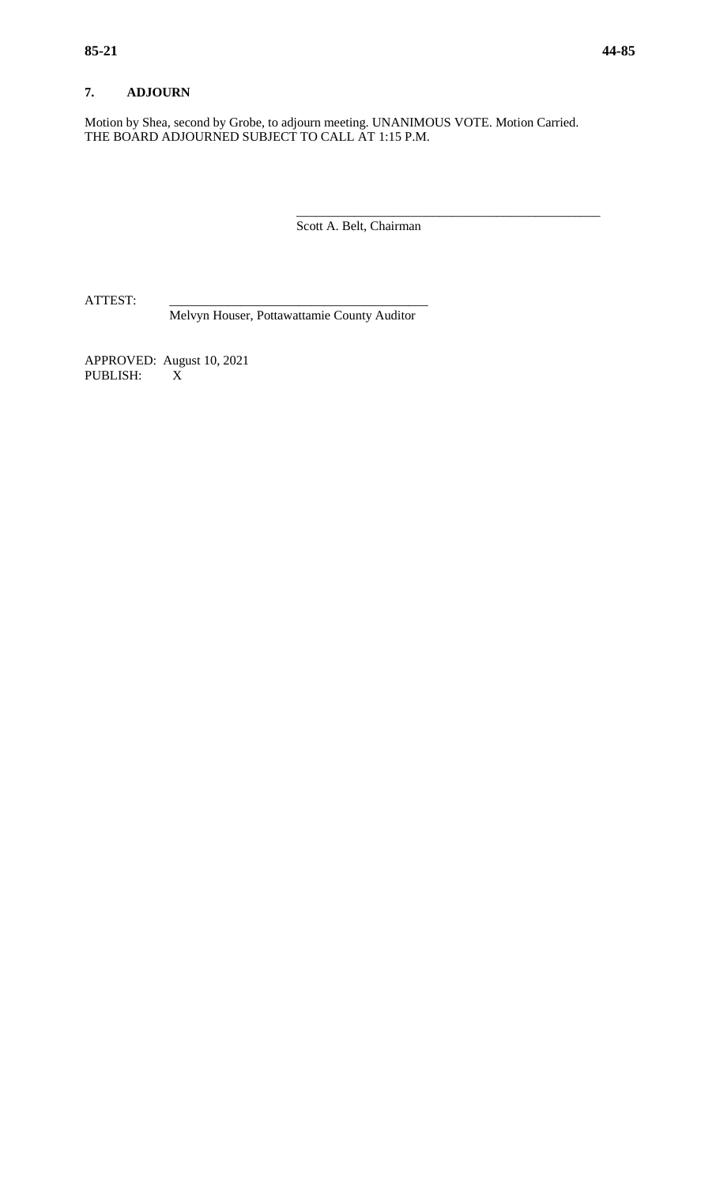## 7. ADJOURN

Motion by Shea, second by Grobe, to adjourn meeting. UNANIMOUS VOTE. Motion Carried.
THE BOARD ADJOURNED SUBJECT TO CALL AT 1:15 P.M.

\_\_\_\_\_\_\_\_\_\_\_\_\_\_\_\_\_\_\_\_\_\_\_\_\_\_\_\_\_\_\_\_\_\_\_\_\_\_\_\_\_\_\_\_\_\_
Scott A. Belt, Chairman

ATTEST: \_\_\_\_\_\_\_\_\_\_\_\_\_\_\_\_\_\_\_\_\_\_\_\_\_\_\_\_\_\_\_\_\_\_\_\_\_\_\_\_
Melvyn Houser, Pottawattamie County Auditor

APPROVED: August 10, 2021
PUBLISH: X